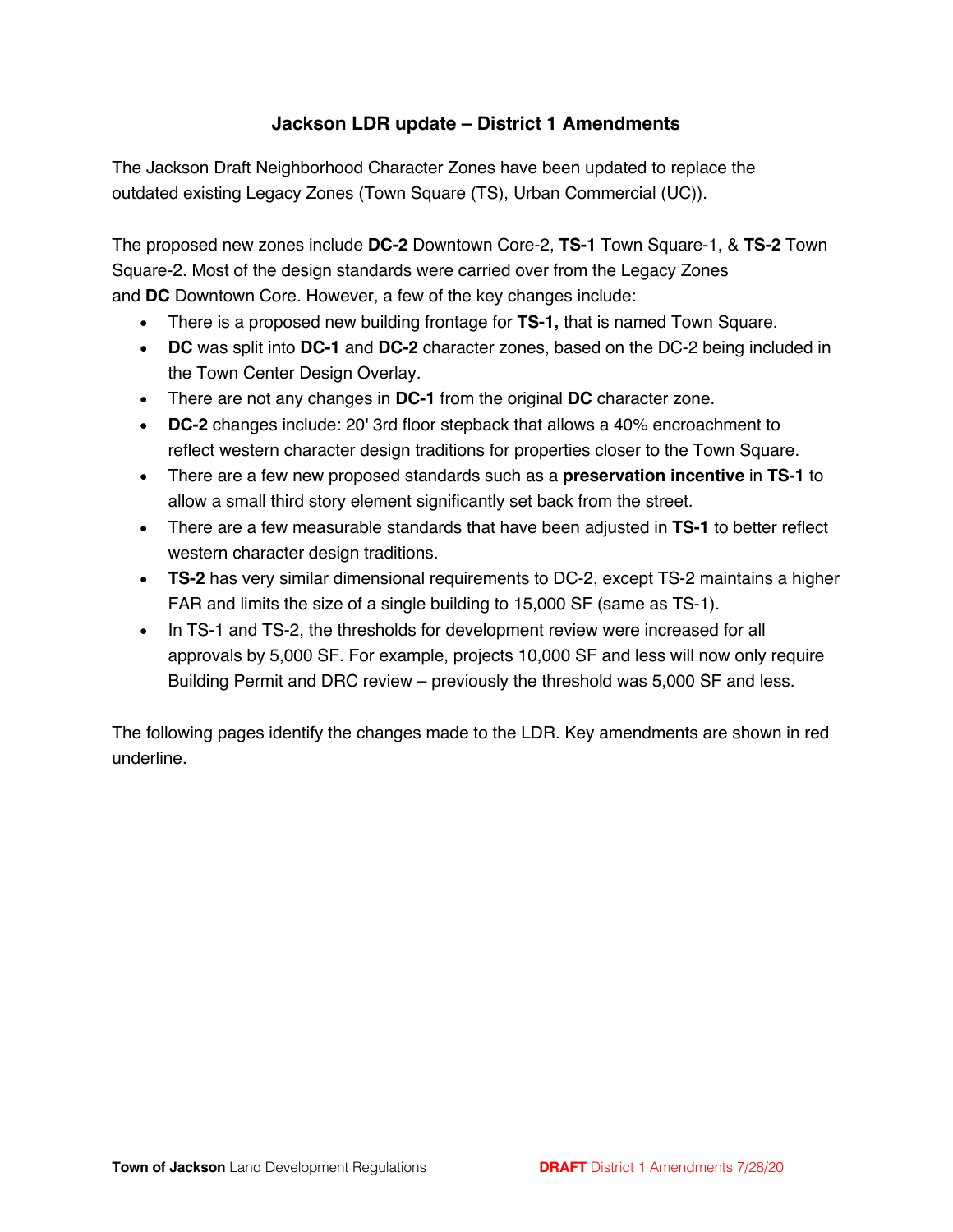# Jackson LDR update – District 1 Amendments

The Jackson Draft Neighborhood Character Zones have been updated to replace the outdated existing Legacy Zones (Town Square (TS), Urban Commercial (UC)).

The proposed new zones include **DC-2** Downtown Core-2, **TS-1** Town Square-1, & **TS-2** Town Square-2. Most of the design standards were carried over from the Legacy Zones and **DC** Downtown Core. However, a few of the key changes include:

- There is a proposed new building frontage for **TS-1,** that is named Town Square.
- **DC** was split into **DC-1** and **DC-2** character zones, based on the DC-2 being included in the Town Center Design Overlay.
- There are not any changes in **DC-1** from the original **DC** character zone.
- **DC-2** changes include: 20' 3rd floor stepback that allows a 40% encroachment to reflect western character design traditions for properties closer to the Town Square.
- There are a few new proposed standards such as a **preservation incentive** in **TS-1** to allow a small third story element significantly set back from the street.
- There are a few measurable standards that have been adjusted in **TS-1** to better reflect western character design traditions.
- **TS-2** has very similar dimensional requirements to DC-2, except TS-2 maintains a higher FAR and limits the size of a single building to 15,000 SF (same as TS-1).
- In TS-1 and TS-2, the thresholds for development review were increased for all approvals by 5,000 SF. For example, projects 10,000 SF and less will now only require Building Permit and DRC review – previously the threshold was 5,000 SF and less.

The following pages identify the changes made to the LDR. Key amendments are shown in red underline.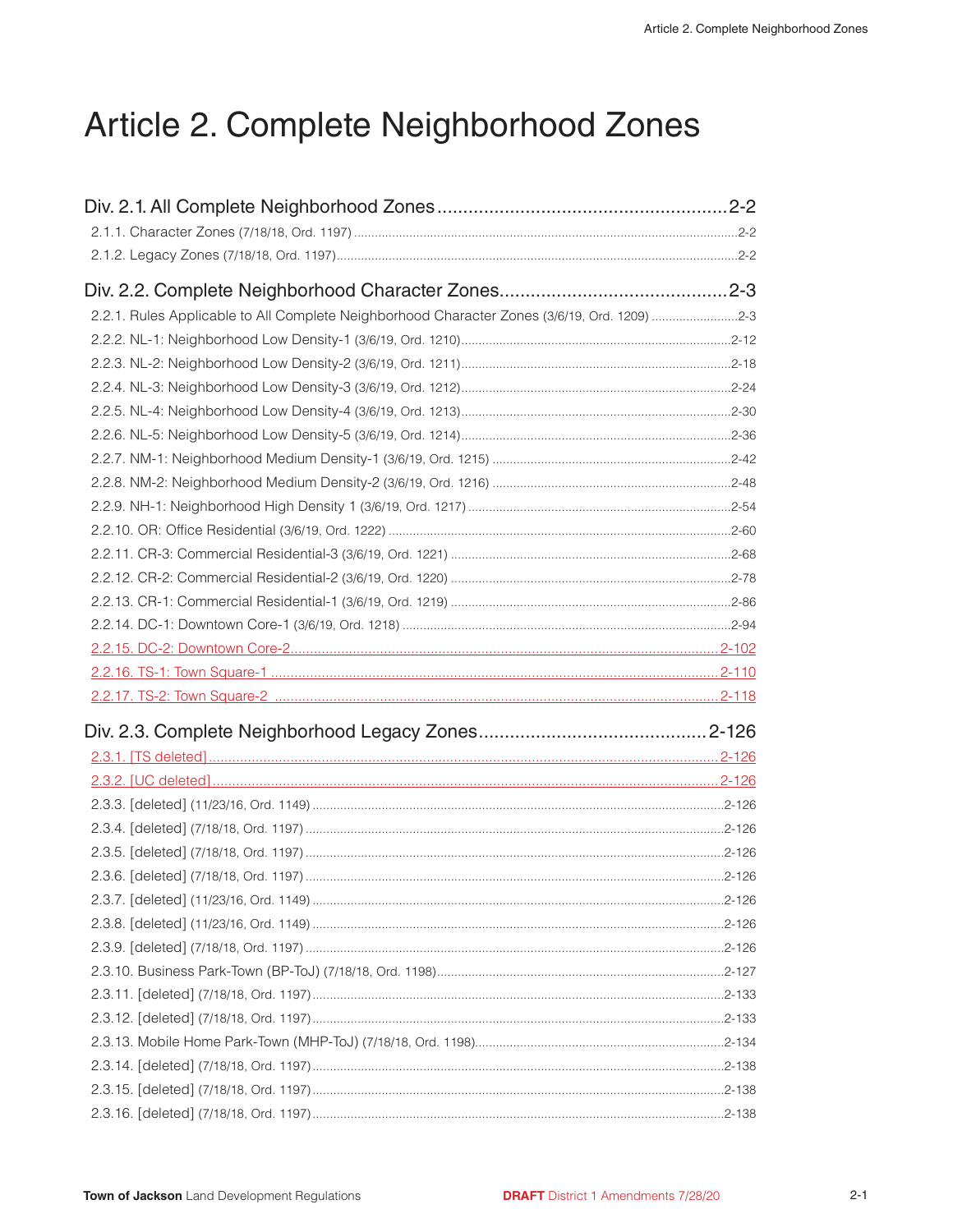# Article 2. Complete Neighborhood Zones

## Div. 2.1. All Complete Neighborhood Zones .......... 2-2

2.1.1. Character Zones (7/18/18, Ord. 1197) .......... 2-2

2.1.2. Legacy Zones (7/18/18, Ord. 1197) .......... 2-2

## Div. 2.2. Complete Neighborhood Character Zones .......... 2-3

2.2.1. Rules Applicable to All Complete Neighborhood Character Zones (3/6/19, Ord. 1209) .......... 2-3

2.2.2. NL-1: Neighborhood Low Density-1 (3/6/19, Ord. 1210) .......... 2-12

2.2.3. NL-2: Neighborhood Low Density-2 (3/6/19, Ord. 1211) .......... 2-18

2.2.4. NL-3: Neighborhood Low Density-3 (3/6/19, Ord. 1212) .......... 2-24

2.2.5. NL-4: Neighborhood Low Density-4 (3/6/19, Ord. 1213) .......... 2-30

2.2.6. NL-5: Neighborhood Low Density-5 (3/6/19, Ord. 1214) .......... 2-36

2.2.7. NM-1: Neighborhood Medium Density-1 (3/6/19, Ord. 1215) .......... 2-42

2.2.8. NM-2: Neighborhood Medium Density-2 (3/6/19, Ord. 1216) .......... 2-48

2.2.9. NH-1: Neighborhood High Density 1 (3/6/19, Ord. 1217) .......... 2-54

2.2.10. OR: Office Residential (3/6/19, Ord. 1222) .......... 2-60

2.2.11. CR-3: Commercial Residential-3 (3/6/19, Ord. 1221) .......... 2-68

2.2.12. CR-2: Commercial Residential-2 (3/6/19, Ord. 1220) .......... 2-78

2.2.13. CR-1: Commercial Residential-1 (3/6/19, Ord. 1219) .......... 2-86

2.2.14. DC-1: Downtown Core-1 (3/6/19, Ord. 1218) .......... 2-94

2.2.15. DC-2: Downtown Core-2 .......... 2-102

2.2.16. TS-1: Town Square-1 .......... 2-110

2.2.17. TS-2: Town Square-2 .......... 2-118

## Div. 2.3. Complete Neighborhood Legacy Zones .......... 2-126

2.3.1. [TS deleted] .......... 2-126

2.3.2. [UC deleted] .......... 2-126

2.3.3. [deleted] (11/23/16, Ord. 1149) .......... 2-126

2.3.4. [deleted] (7/18/18, Ord. 1197) .......... 2-126

2.3.5. [deleted] (7/18/18, Ord. 1197) .......... 2-126

2.3.6. [deleted] (7/18/18, Ord. 1197) .......... 2-126

2.3.7. [deleted] (11/23/16, Ord. 1149) .......... 2-126

2.3.8. [deleted] (11/23/16, Ord. 1149) .......... 2-126

2.3.9. [deleted] (7/18/18, Ord. 1197) .......... 2-126

2.3.10. Business Park-Town (BP-ToJ) (7/18/18, Ord. 1198) .......... 2-127

2.3.11. [deleted] (7/18/18, Ord. 1197) .......... 2-133

2.3.12. [deleted] (7/18/18, Ord. 1197) .......... 2-133

2.3.13. Mobile Home Park-Town (MHP-ToJ) (7/18/18, Ord. 1198) .......... 2-134

2.3.14. [deleted] (7/18/18, Ord. 1197) .......... 2-138

2.3.15. [deleted] (7/18/18, Ord. 1197) .......... 2-138

2.3.16. [deleted] (7/18/18, Ord. 1197) .......... 2-138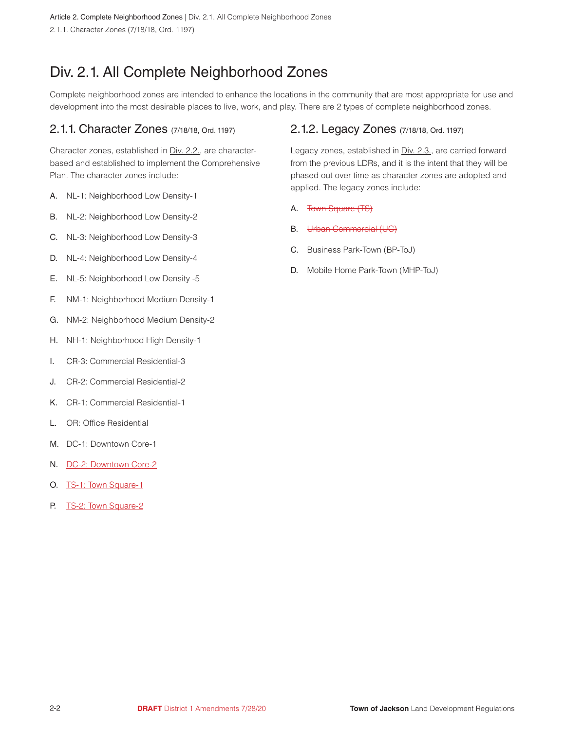# Div. 2.1. All Complete Neighborhood Zones

Complete neighborhood zones are intended to enhance the locations in the community that are most appropriate for use and development into the most desirable places to live, work, and play. There are 2 types of complete neighborhood zones.

## 2.1.1. Character Zones (7/18/18, Ord. 1197)

Character zones, established in Div. 2.2., are character-based and established to implement the Comprehensive Plan. The character zones include:

A. NL-1: Neighborhood Low Density-1

B. NL-2: Neighborhood Low Density-2

C. NL-3: Neighborhood Low Density-3

D. NL-4: Neighborhood Low Density-4

E. NL-5: Neighborhood Low Density -5

F. NM-1: Neighborhood Medium Density-1

G. NM-2: Neighborhood Medium Density-2

H. NH-1: Neighborhood High Density-1

I. CR-3: Commercial Residential-3

J. CR-2: Commercial Residential-2

K. CR-1: Commercial Residential-1

L. OR: Office Residential

M. DC-1: Downtown Core-1

N. DC-2: Downtown Core-2

O. TS-1: Town Square-1

P. TS-2: Town Square-2

## 2.1.2. Legacy Zones (7/18/18, Ord. 1197)

Legacy zones, established in Div. 2.3., are carried forward from the previous LDRs, and it is the intent that they will be phased out over time as character zones are adopted and applied. The legacy zones include:

A. ~~Town Square (TS)~~

B. ~~Urban Commercial (UC)~~

C. Business Park-Town (BP-ToJ)

D. Mobile Home Park-Town (MHP-ToJ)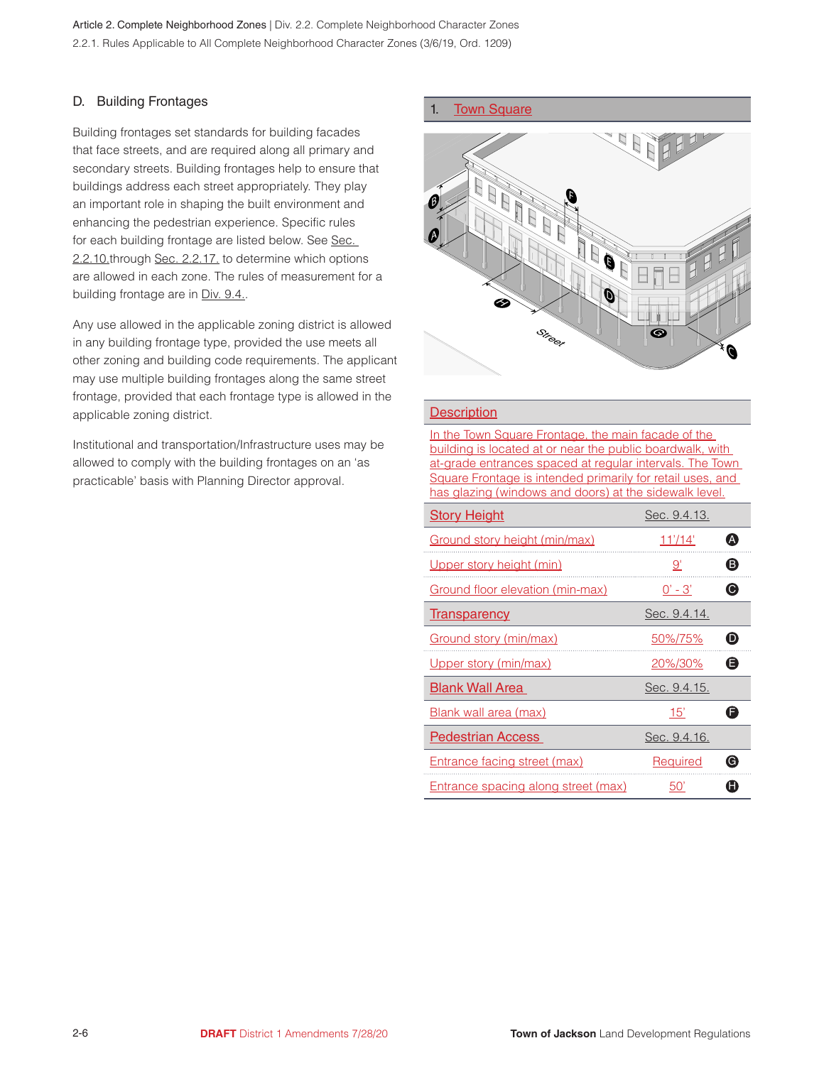## D. Building Frontages

Building frontages set standards for building facades that face streets, and are required along all primary and secondary streets. Building frontages help to ensure that buildings address each street appropriately. They play an important role in shaping the built environment and enhancing the pedestrian experience. Specific rules for each building frontage are listed below. See Sec. 2.2.10.through Sec. 2.2.17. to determine which options are allowed in each zone. The rules of measurement for a building frontage are in Div. 9.4..

Any use allowed in the applicable zoning district is allowed in any building frontage type, provided the use meets all other zoning and building code requirements. The applicant may use multiple building frontages along the same street frontage, provided that each frontage type is allowed in the applicable zoning district.

Institutional and transportation/Infrastructure uses may be allowed to comply with the building frontages on an 'as practicable' basis with Planning Director approval.

### 1. Town Square

**Description**

In the Town Square Frontage, the main facade of the building is located at or near the public boardwalk, with at-grade entrances spaced at regular intervals. The Town Square Frontage is intended primarily for retail uses, and has glazing (windows and doors) at the sidewalk level.

| Story Height | Sec. 9.4.13. | |
|---|---|---|
| Ground story height (min/max) | 11'/14' | A |
| Upper story height (min) | 9' | B |
| Ground floor elevation (min-max) | 0' - 3' | C |
| **Transparency** | **Sec. 9.4.14.** | |
| Ground story (min/max) | 50%/75% | D |
| Upper story (min/max) | 20%/30% | E |
| **Blank Wall Area** | **Sec. 9.4.15.** | |
| Blank wall area (max) | 15' | F |
| **Pedestrian Access** | **Sec. 9.4.16.** | |
| Entrance facing street (max) | Required | G |
| Entrance spacing along street (max) | 50' | H |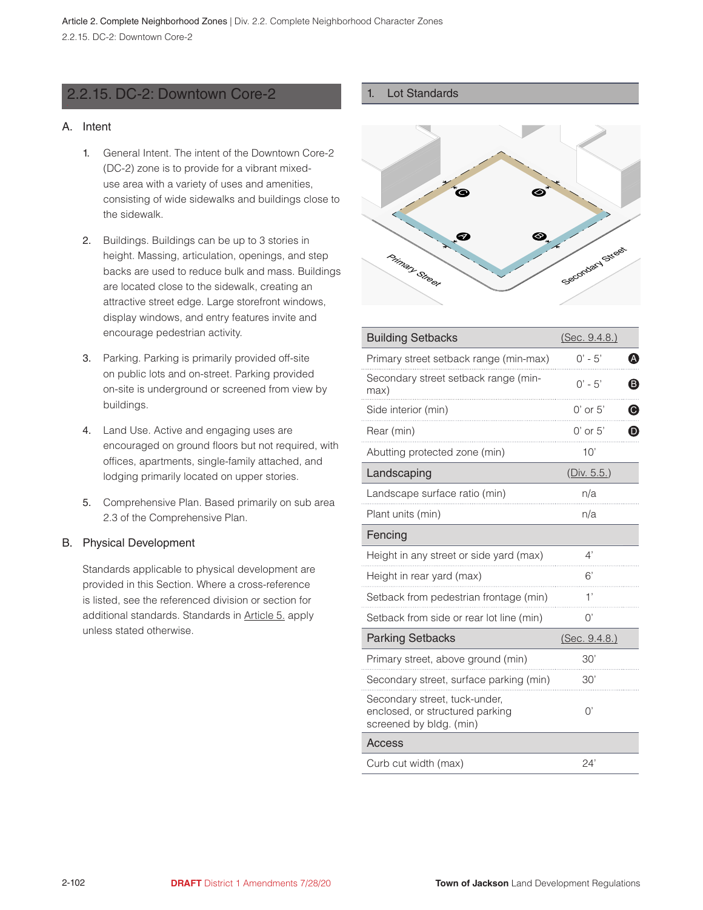## 2.2.15. DC-2: Downtown Core-2

### A. Intent

1. General Intent. The intent of the Downtown Core-2 (DC-2) zone is to provide for a vibrant mixed-use area with a variety of uses and amenities, consisting of wide sidewalks and buildings close to the sidewalk.

2. Buildings. Buildings can be up to 3 stories in height. Massing, articulation, openings, and step backs are used to reduce bulk and mass. Buildings are located close to the sidewalk, creating an attractive street edge. Large storefront windows, display windows, and entry features invite and encourage pedestrian activity.

3. Parking. Parking is primarily provided off-site on public lots and on-street. Parking provided on-site is underground or screened from view by buildings.

4. Land Use. Active and engaging uses are encouraged on ground floors but not required, with offices, apartments, single-family attached, and lodging primarily located on upper stories.

5. Comprehensive Plan. Based primarily on sub area 2.3 of the Comprehensive Plan.

### B. Physical Development

Standards applicable to physical development are provided in this Section. Where a cross-reference is listed, see the referenced division or section for additional standards. Standards in Article 5. apply unless stated otherwise.

### 1. Lot Standards

| Building Setbacks | (Sec. 9.4.8.) | |
|---|---|---|
| Primary street setback range (min-max) | 0' - 5' | A |
| Secondary street setback range (min-max) | 0' - 5' | B |
| Side interior (min) | 0' or 5' | C |
| Rear (min) | 0' or 5' | D |
| Abutting protected zone (min) | 10' | |
| **Landscaping** | (Div. 5.5.) | |
| Landscape surface ratio (min) | n/a | |
| Plant units (min) | n/a | |
| **Fencing** | | |
| Height in any street or side yard (max) | 4' | |
| Height in rear yard (max) | 6' | |
| Setback from pedestrian frontage (min) | 1' | |
| Setback from side or rear lot line (min) | 0' | |
| **Parking Setbacks** | (Sec. 9.4.8.) | |
| Primary street, above ground (min) | 30' | |
| Secondary street, surface parking (min) | 30' | |
| Secondary street, tuck-under, enclosed, or structured parking screened by bldg. (min) | 0' | |
| **Access** | | |
| Curb cut width (max) | 24' | |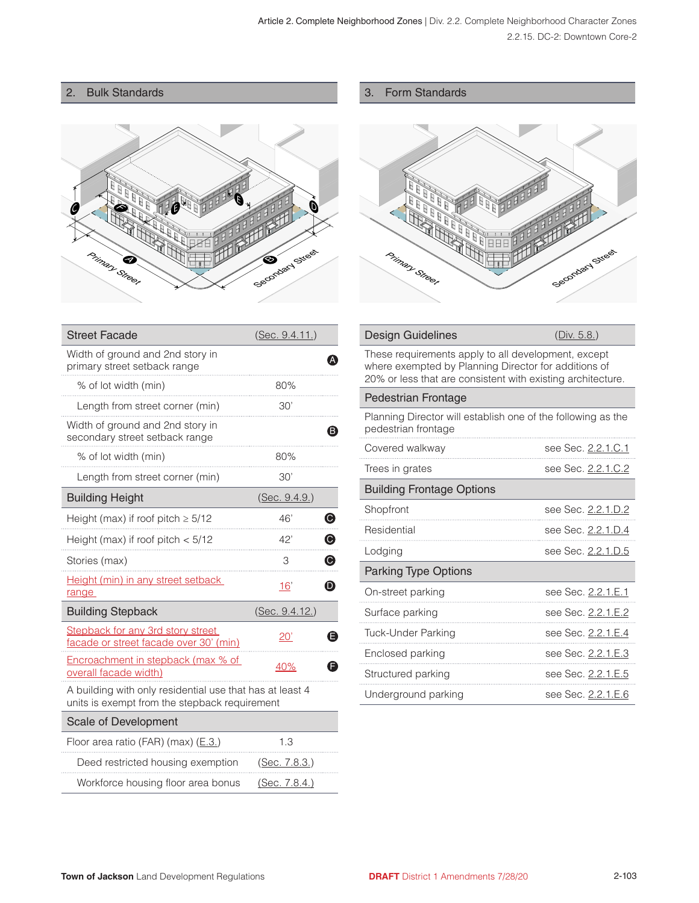## 2. Bulk Standards

| Street Facade | (Sec. 9.4.11.) | |
|---|---|---|
| Width of ground and 2nd story in primary street setback range | | A |
| % of lot width (min) | 80% | |
| Length from street corner (min) | 30' | |
| Width of ground and 2nd story in secondary street setback range | | B |
| % of lot width (min) | 80% | |
| Length from street corner (min) | 30' | |
| **Building Height** | (Sec. 9.4.9.) | |
| Height (max) if roof pitch ≥ 5/12 | 46' | C |
| Height (max) if roof pitch < 5/12 | 42' | C |
| Stories (max) | 3 | C |
| Height (min) in any street setback range | 16' | D |
| **Building Stepback** | (Sec. 9.4.12.) | |
| Stepback for any 3rd story street facade or street facade over 30' (min) | 20' | E |
| Encroachment in stepback (max % of overall facade width) | 40% | F |
| A building with only residential use that has at least 4 units is exempt from the stepback requirement | | |
| **Scale of Development** | | |
| Floor area ratio (FAR) (max) (E.3.) | 1.3 | |
| Deed restricted housing exemption | (Sec. 7.8.3.) | |
| Workforce housing floor area bonus | (Sec. 7.8.4.) | |

## 3. Form Standards

| Design Guidelines | (Div. 5.8.) |
|---|---|
| These requirements apply to all development, except where exempted by Planning Director for additions of 20% or less that are consistent with existing architecture. | |
| **Pedestrian Frontage** | |
| Planning Director will establish one of the following as the pedestrian frontage | |
| Covered walkway | see Sec. 2.2.1.C.1 |
| Trees in grates | see Sec. 2.2.1.C.2 |
| **Building Frontage Options** | |
| Shopfront | see Sec. 2.2.1.D.2 |
| Residential | see Sec. 2.2.1.D.4 |
| Lodging | see Sec. 2.2.1.D.5 |
| **Parking Type Options** | |
| On-street parking | see Sec. 2.2.1.E.1 |
| Surface parking | see Sec. 2.2.1.E.2 |
| Tuck-Under Parking | see Sec. 2.2.1.E.4 |
| Enclosed parking | see Sec. 2.2.1.E.3 |
| Structured parking | see Sec. 2.2.1.E.5 |
| Underground parking | see Sec. 2.2.1.E.6 |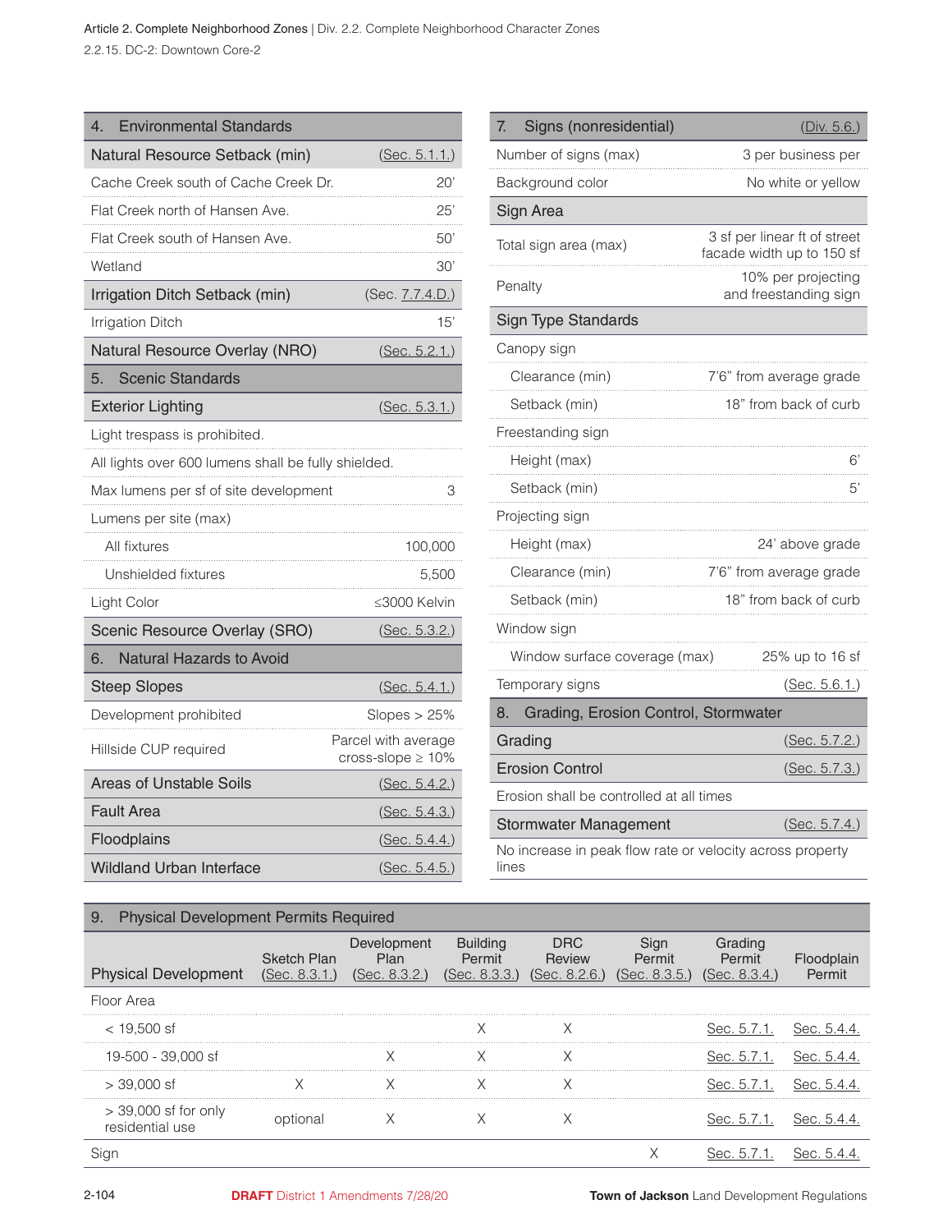| 4. Environmental Standards | |
|---|---|
| **Natural Resource Setback (min)** | (Sec. 5.1.1.) |
| Cache Creek south of Cache Creek Dr. | 20' |
| Flat Creek north of Hansen Ave. | 25' |
| Flat Creek south of Hansen Ave. | 50' |
| Wetland | 30' |
| **Irrigation Ditch Setback (min)** | (Sec. 7.7.4.D.) |
| Irrigation Ditch | 15' |
| **Natural Resource Overlay (NRO)** | (Sec. 5.2.1.) |

| 5. Scenic Standards | |
|---|---|
| **Exterior Lighting** | (Sec. 5.3.1.) |
| Light trespass is prohibited. | |
| All lights over 600 lumens shall be fully shielded. | |
| Max lumens per sf of site development | 3 |
| Lumens per site (max) | |
| All fixtures | 100,000 |
| Unshielded fixtures | 5,500 |
| Light Color | ≤3000 Kelvin |
| **Scenic Resource Overlay (SRO)** | (Sec. 5.3.2.) |

| 6. Natural Hazards to Avoid | |
|---|---|
| **Steep Slopes** | (Sec. 5.4.1.) |
| Development prohibited | Slopes > 25% |
| Hillside CUP required | Parcel with average cross-slope ≥ 10% |
| **Areas of Unstable Soils** | (Sec. 5.4.2.) |
| **Fault Area** | (Sec. 5.4.3.) |
| **Floodplains** | (Sec. 5.4.4.) |
| **Wildland Urban Interface** | (Sec. 5.4.5.) |

| 7. Signs (nonresidential) | (Div. 5.6.) |
|---|---|
| Number of signs (max) | 3 per business per |
| Background color | No white or yellow |
| **Sign Area** | |
| Total sign area (max) | 3 sf per linear ft of street facade width up to 150 sf |
| Penalty | 10% per projecting and freestanding sign |
| **Sign Type Standards** | |
| Canopy sign | |
| Clearance (min) | 7'6" from average grade |
| Setback (min) | 18" from back of curb |
| Freestanding sign | |
| Height (max) | 6' |
| Setback (min) | 5' |
| Projecting sign | |
| Height (max) | 24' above grade |
| Clearance (min) | 7'6" from average grade |
| Setback (min) | 18" from back of curb |
| Window sign | |
| Window surface coverage (max) | 25% up to 16 sf |
| Temporary signs | (Sec. 5.6.1.) |

| 8. Grading, Erosion Control, Stormwater | |
|---|---|
| **Grading** | (Sec. 5.7.2.) |
| **Erosion Control** | (Sec. 5.7.3.) |
| Erosion shall be controlled at all times | |
| **Stormwater Management** | (Sec. 5.7.4.) |
| No increase in peak flow rate or velocity across property lines | |

| 9. Physical Development Permits Required | | | | | | | |
|---|---|---|---|---|---|---|---|
| Physical Development | Sketch Plan (Sec. 8.3.1.) | Development Plan (Sec. 8.3.2.) | Building Permit (Sec. 8.3.3.) | DRC Review (Sec. 8.2.6.) | Sign Permit (Sec. 8.3.5.) | Grading Permit (Sec. 8.3.4.) | Floodplain Permit |
| Floor Area | | | | | | | |
| < 19,500 sf | | | X | X | | Sec. 5.7.1. | Sec. 5.4.4. |
| 19-500 - 39,000 sf | | X | X | X | | Sec. 5.7.1. | Sec. 5.4.4. |
| > 39,000 sf | X | X | X | X | | Sec. 5.7.1. | Sec. 5.4.4. |
| > 39,000 sf for only residential use | optional | X | X | X | | Sec. 5.7.1. | Sec. 5.4.4. |
| Sign | | | | | X | Sec. 5.7.1. | Sec. 5.4.4. |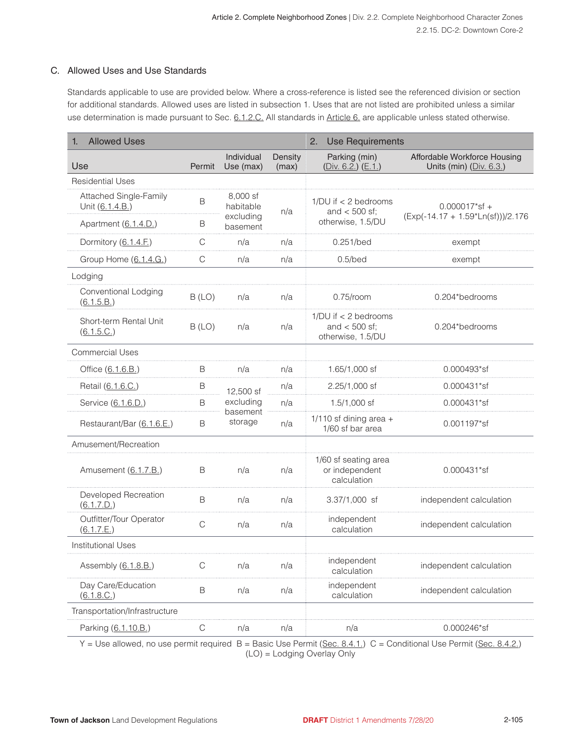## C. Allowed Uses and Use Standards

Standards applicable to use are provided below. Where a cross-reference is listed see the referenced division or section for additional standards. Allowed uses are listed in subsection 1. Uses that are not listed are prohibited unless a similar use determination is made pursuant to Sec. 6.1.2.C. All standards in Article 6. are applicable unless stated otherwise.

| 1. Allowed Uses | | | | 2. Use Requirements | |
|---|---|---|---|---|---|
| Use | Permit | Individual Use (max) | Density (max) | Parking (min) (Div. 6.2.) (E.1.) | Affordable Workforce Housing Units (min) (Div. 6.3.) |
| **Residential Uses** | | | | | |
| Attached Single-Family Unit (6.1.4.B.) | B | 8,000 sf habitable excluding basement | n/a | 1/DU if < 2 bedrooms and < 500 sf; otherwise, 1.5/DU | 0.000017*sf + (Exp(-14.17 + 1.59*Ln(sf)))/2.176 |
| Apartment (6.1.4.D.) | B | 8,000 sf habitable excluding basement | n/a | 1/DU if < 2 bedrooms and < 500 sf; otherwise, 1.5/DU | 0.000017*sf + (Exp(-14.17 + 1.59*Ln(sf)))/2.176 |
| Dormitory (6.1.4.F.) | C | n/a | n/a | 0.251/bed | exempt |
| Group Home (6.1.4.G.) | C | n/a | n/a | 0.5/bed | exempt |
| **Lodging** | | | | | |
| Conventional Lodging (6.1.5.B.) | B (LO) | n/a | n/a | 0.75/room | 0.204*bedrooms |
| Short-term Rental Unit (6.1.5.C.) | B (LO) | n/a | n/a | 1/DU if < 2 bedrooms and < 500 sf; otherwise, 1.5/DU | 0.204*bedrooms |
| **Commercial Uses** | | | | | |
| Office (6.1.6.B.) | B | n/a | n/a | 1.65/1,000 sf | 0.000493*sf |
| Retail (6.1.6.C.) | B | 12,500 sf excluding basement storage | n/a | 2.25/1,000 sf | 0.000431*sf |
| Service (6.1.6.D.) | B | 12,500 sf excluding basement storage | n/a | 1.5/1,000 sf | 0.000431*sf |
| Restaurant/Bar (6.1.6.E.) | B | 12,500 sf excluding basement storage | n/a | 1/110 sf dining area + 1/60 sf bar area | 0.001197*sf |
| **Amusement/Recreation** | | | | | |
| Amusement (6.1.7.B.) | B | n/a | n/a | 1/60 sf seating area or independent calculation | 0.000431*sf |
| Developed Recreation (6.1.7.D.) | B | n/a | n/a | 3.37/1,000 sf | independent calculation |
| Outfitter/Tour Operator (6.1.7.E.) | C | n/a | n/a | independent calculation | independent calculation |
| **Institutional Uses** | | | | | |
| Assembly (6.1.8.B.) | C | n/a | n/a | independent calculation | independent calculation |
| Day Care/Education (6.1.8.C.) | B | n/a | n/a | independent calculation | independent calculation |
| **Transportation/Infrastructure** | | | | | |
| Parking (6.1.10.B.) | C | n/a | n/a | n/a | 0.000246*sf |

Y = Use allowed, no use permit required B = Basic Use Permit (Sec. 8.4.1.) C = Conditional Use Permit (Sec. 8.4.2.) (LO) = Lodging Overlay Only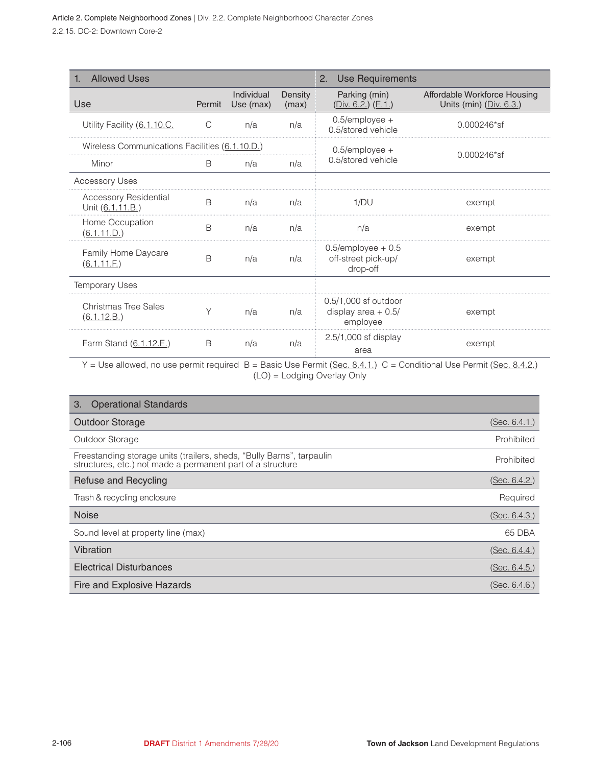| 1. Allowed Uses | | | | 2. Use Requirements | |
|---|---|---|---|---|---|
| Use | Permit | Individual Use (max) | Density (max) | Parking (min) (Div. 6.2.) (E.1.) | Affordable Workforce Housing Units (min) (Div. 6.3.) |
| Utility Facility (6.1.10.C. | C | n/a | n/a | 0.5/employee + 0.5/stored vehicle | 0.000246*sf |
| Wireless Communications Facilities (6.1.10.D.) | | | | 0.5/employee + 0.5/stored vehicle | 0.000246*sf |
| Minor | B | n/a | n/a | | |
| Accessory Uses | | | | | |
| Accessory Residential Unit (6.1.11.B.) | B | n/a | n/a | 1/DU | exempt |
| Home Occupation (6.1.11.D.) | B | n/a | n/a | n/a | exempt |
| Family Home Daycare (6.1.11.F.) | B | n/a | n/a | 0.5/employee + 0.5 off-street pick-up/ drop-off | exempt |
| Temporary Uses | | | | | |
| Christmas Tree Sales (6.1.12.B.) | Y | n/a | n/a | 0.5/1,000 sf outdoor display area + 0.5/ employee | exempt |
| Farm Stand (6.1.12.E.) | B | n/a | n/a | 2.5/1,000 sf display area | exempt |

Y = Use allowed, no use permit required B = Basic Use Permit (Sec. 8.4.1.) C = Conditional Use Permit (Sec. 8.4.2.) (LO) = Lodging Overlay Only

| 3. Operational Standards | |
|---|---|
| **Outdoor Storage** | (Sec. 6.4.1.) |
| Outdoor Storage | Prohibited |
| Freestanding storage units (trailers, sheds, "Bully Barns", tarpaulin structures, etc.) not made a permanent part of a structure | Prohibited |
| **Refuse and Recycling** | (Sec. 6.4.2.) |
| Trash & recycling enclosure | Required |
| **Noise** | (Sec. 6.4.3.) |
| Sound level at property line (max) | 65 DBA |
| **Vibration** | (Sec. 6.4.4.) |
| **Electrical Disturbances** | (Sec. 6.4.5.) |
| **Fire and Explosive Hazards** | (Sec. 6.4.6.) |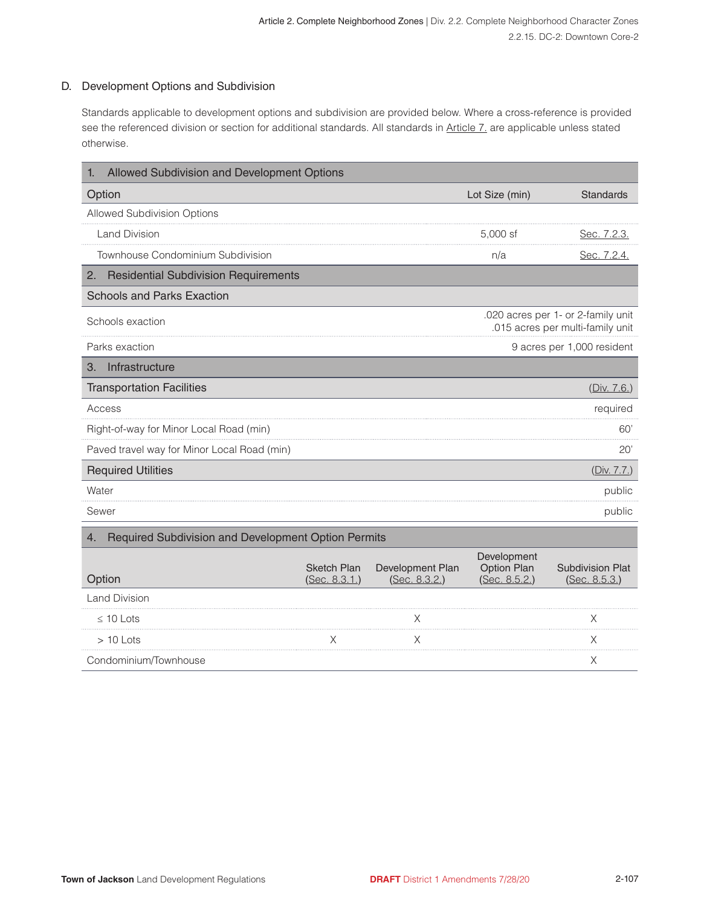## D. Development Options and Subdivision

Standards applicable to development options and subdivision are provided below. Where a cross-reference is provided see the referenced division or section for additional standards. All standards in Article 7. are applicable unless stated otherwise.

| 1. Allowed Subdivision and Development Options | | |
|---|---|---|
| **Option** | **Lot Size (min)** | **Standards** |
| Allowed Subdivision Options | | |
| Land Division | 5,000 sf | Sec. 7.2.3. |
| Townhouse Condominium Subdivision | n/a | Sec. 7.2.4. |

| 2. Residential Subdivision Requirements | |
|---|---|
| **Schools and Parks Exaction** | |
| Schools exaction | .020 acres per 1- or 2-family unit<br>.015 acres per multi-family unit |
| Parks exaction | 9 acres per 1,000 resident |

| 3. Infrastructure | |
|---|---|
| **Transportation Facilities** | (Div. 7.6.) |
| Access | required |
| Right-of-way for Minor Local Road (min) | 60' |
| Paved travel way for Minor Local Road (min) | 20' |
| **Required Utilities** | (Div. 7.7.) |
| Water | public |
| Sewer | public |

| 4. Required Subdivision and Development Option Permits | | | | |
|---|---|---|---|---|
| **Option** | **Sketch Plan (Sec. 8.3.1.)** | **Development Plan (Sec. 8.3.2.)** | **Development Option Plan (Sec. 8.5.2.)** | **Subdivision Plat (Sec. 8.5.3.)** |
| Land Division | | | | |
| ≤ 10 Lots | | X | | X |
| > 10 Lots | X | X | | X |
| Condominium/Townhouse | | | | X |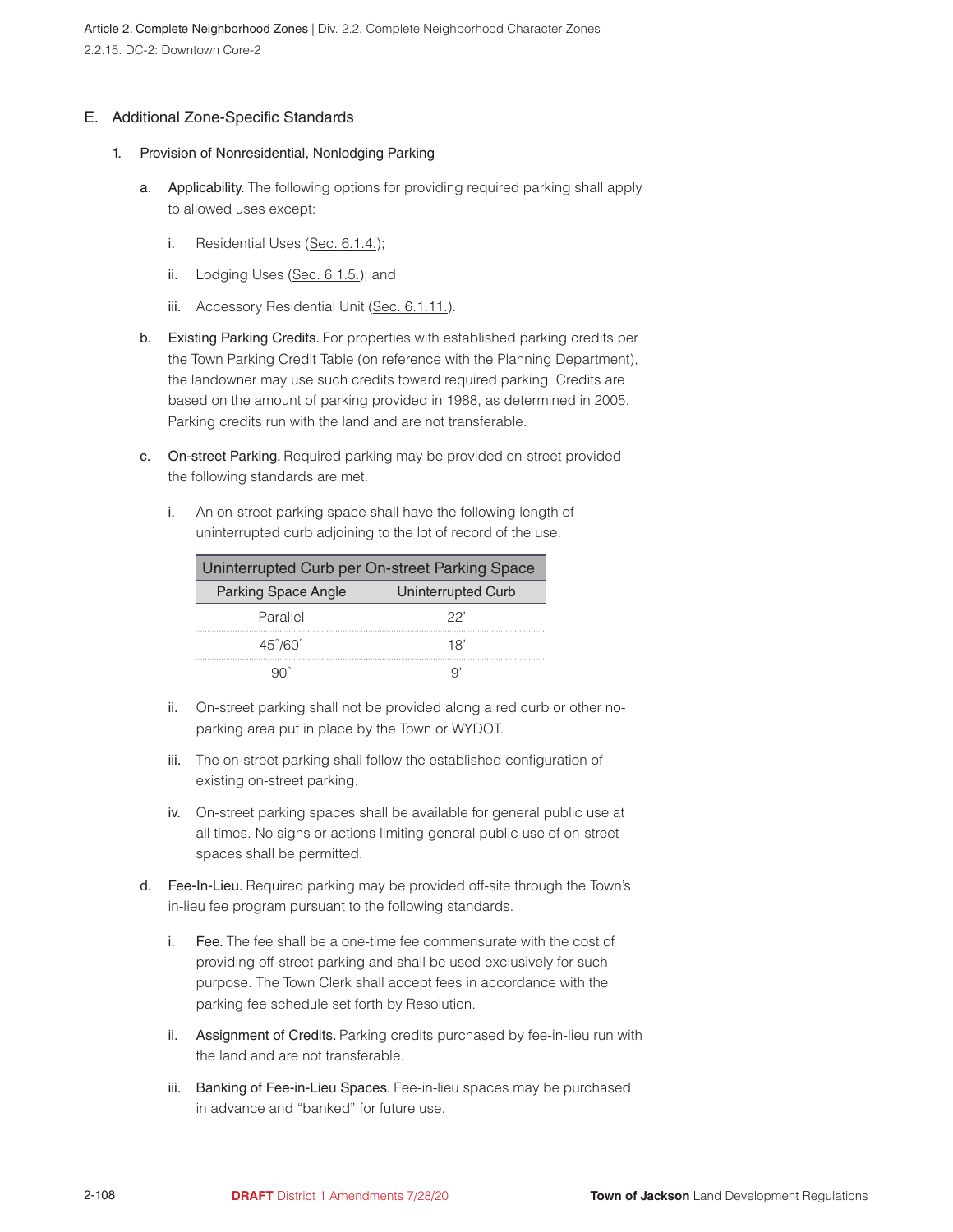### E. Additional Zone-Specific Standards

1. Provision of Nonresidential, Nonlodging Parking

    a. Applicability. The following options for providing required parking shall apply to allowed uses except:

        i. Residential Uses (Sec. 6.1.4.);

        ii. Lodging Uses (Sec. 6.1.5.); and

        iii. Accessory Residential Unit (Sec. 6.1.11.).

    b. Existing Parking Credits. For properties with established parking credits per the Town Parking Credit Table (on reference with the Planning Department), the landowner may use such credits toward required parking. Credits are based on the amount of parking provided in 1988, as determined in 2005. Parking credits run with the land and are not transferable.

    c. On-street Parking. Required parking may be provided on-street provided the following standards are met.

        i. An on-street parking space shall have the following length of uninterrupted curb adjoining to the lot of record of the use.

| Uninterrupted Curb per On-street Parking Space | |
|---|---|
| Parking Space Angle | Uninterrupted Curb |
| Parallel | 22' |
| 45˚/60˚ | 18' |
| 90˚ | 9' |

        ii. On-street parking shall not be provided along a red curb or other no-parking area put in place by the Town or WYDOT.

        iii. The on-street parking shall follow the established configuration of existing on-street parking.

        iv. On-street parking spaces shall be available for general public use at all times. No signs or actions limiting general public use of on-street spaces shall be permitted.

    d. Fee-In-Lieu. Required parking may be provided off-site through the Town's in-lieu fee program pursuant to the following standards.

        i. Fee. The fee shall be a one-time fee commensurate with the cost of providing off-street parking and shall be used exclusively for such purpose. The Town Clerk shall accept fees in accordance with the parking fee schedule set forth by Resolution.

        ii. Assignment of Credits. Parking credits purchased by fee-in-lieu run with the land and are not transferable.

        iii. Banking of Fee-in-Lieu Spaces. Fee-in-lieu spaces may be purchased in advance and "banked" for future use.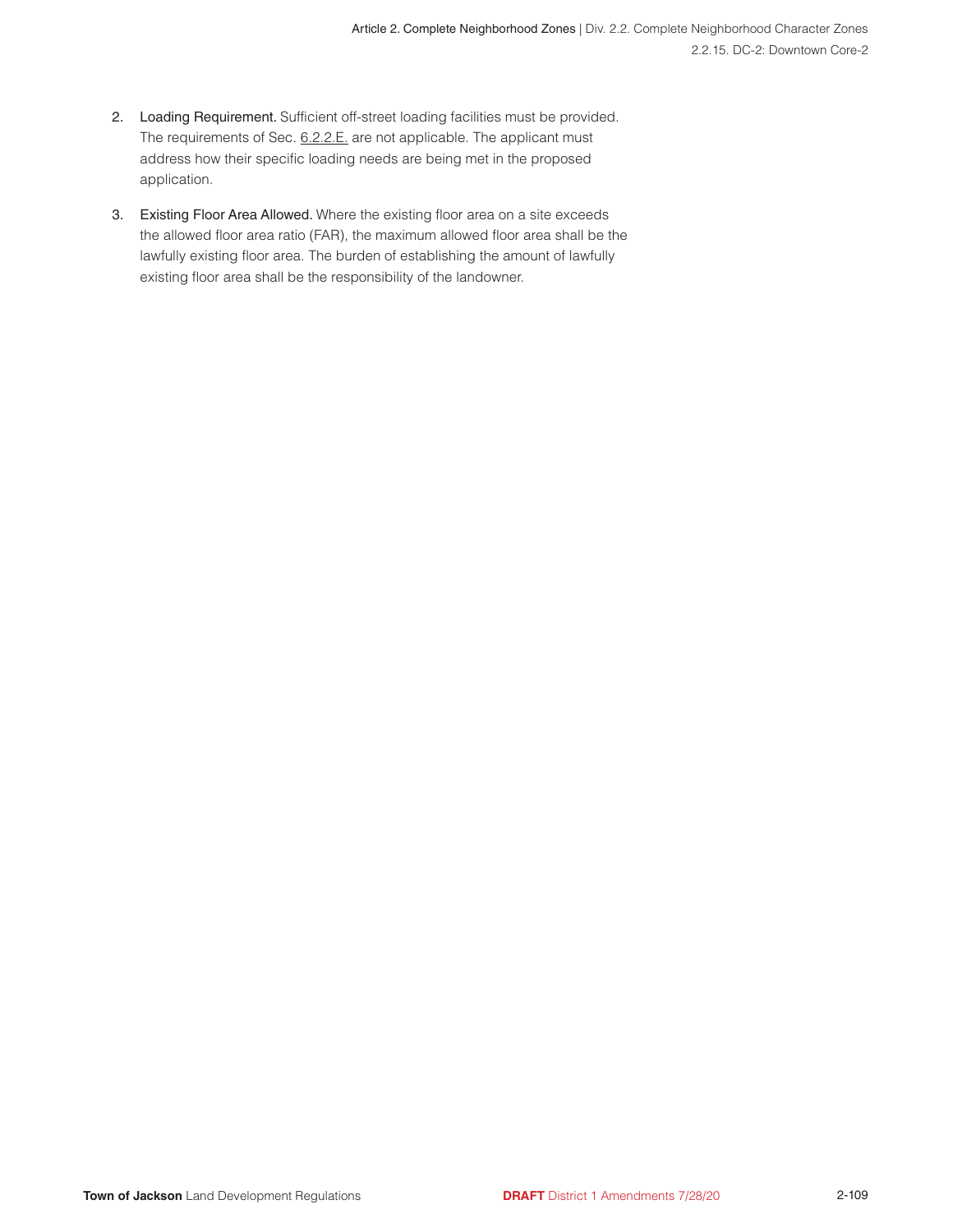2. **Loading Requirement.** Sufficient off-street loading facilities must be provided. The requirements of Sec. 6.2.2.E. are not applicable. The applicant must address how their specific loading needs are being met in the proposed application.

3. **Existing Floor Area Allowed.** Where the existing floor area on a site exceeds the allowed floor area ratio (FAR), the maximum allowed floor area shall be the lawfully existing floor area. The burden of establishing the amount of lawfully existing floor area shall be the responsibility of the landowner.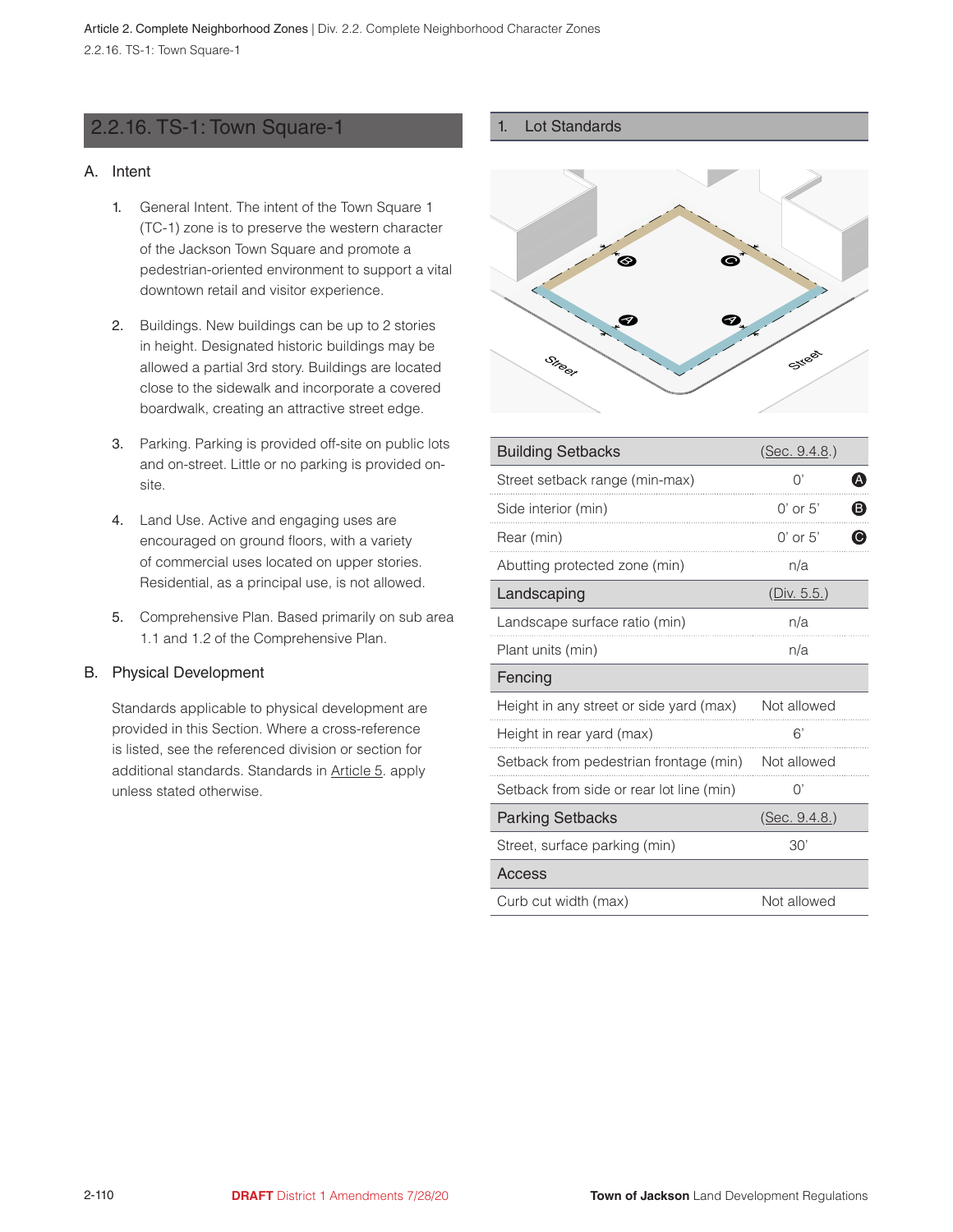## 2.2.16. TS-1: Town Square-1

### A. Intent

1. General Intent. The intent of the Town Square 1 (TC-1) zone is to preserve the western character of the Jackson Town Square and promote a pedestrian-oriented environment to support a vital downtown retail and visitor experience.

2. Buildings. New buildings can be up to 2 stories in height. Designated historic buildings may be allowed a partial 3rd story. Buildings are located close to the sidewalk and incorporate a covered boardwalk, creating an attractive street edge.

3. Parking. Parking is provided off-site on public lots and on-street. Little or no parking is provided on-site.

4. Land Use. Active and engaging uses are encouraged on ground floors, with a variety of commercial uses located on upper stories. Residential, as a principal use, is not allowed.

5. Comprehensive Plan. Based primarily on sub area 1.1 and 1.2 of the Comprehensive Plan.

### B. Physical Development

Standards applicable to physical development are provided in this Section. Where a cross-reference is listed, see the referenced division or section for additional standards. Standards in Article 5. apply unless stated otherwise.

### 1. Lot Standards

| Building Setbacks | (Sec. 9.4.8.) | |
|---|---|---|
| Street setback range (min-max) | 0' | A |
| Side interior (min) | 0' or 5' | B |
| Rear (min) | 0' or 5' | C |
| Abutting protected zone (min) | n/a | |
| **Landscaping** | (Div. 5.5.) | |
| Landscape surface ratio (min) | n/a | |
| Plant units (min) | n/a | |
| **Fencing** | | |
| Height in any street or side yard (max) | Not allowed | |
| Height in rear yard (max) | 6' | |
| Setback from pedestrian frontage (min) | Not allowed | |
| Setback from side or rear lot line (min) | 0' | |
| **Parking Setbacks** | (Sec. 9.4.8.) | |
| Street, surface parking (min) | 30' | |
| **Access** | | |
| Curb cut width (max) | Not allowed | |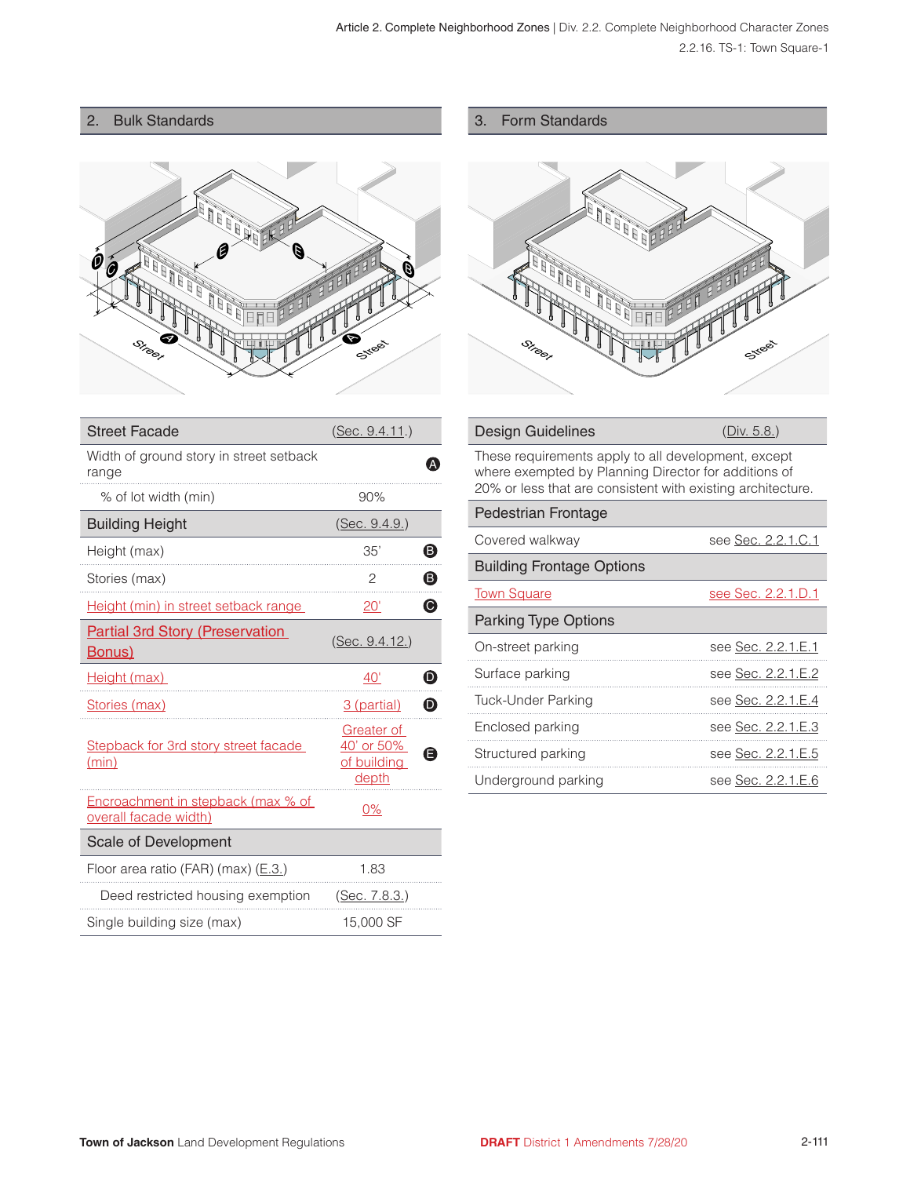## 2. Bulk Standards

| Street Facade | (Sec. 9.4.11.) | |
|---|---|---|
| Width of ground story in street setback range | | A |
| % of lot width (min) | 90% | |
| **Building Height** | (Sec. 9.4.9.) | |
| Height (max) | 35' | B |
| Stories (max) | 2 | B |
| Height (min) in street setback range | 20' | C |
| **Partial 3rd Story (Preservation Bonus)** | (Sec. 9.4.12.) | |
| Height (max) | 40' | D |
| Stories (max) | 3 (partial) | D |
| Stepback for 3rd story street facade (min) | Greater of 40' or 50% of building depth | E |
| Encroachment in stepback (max % of overall facade width) | 0% | |
| **Scale of Development** | | |
| Floor area ratio (FAR) (max) (E.3.) | 1.83 | |
| Deed restricted housing exemption | (Sec. 7.8.3.) | |
| Single building size (max) | 15,000 SF | |

## 3. Form Standards

| Design Guidelines | (Div. 5.8.) |
|---|---|
| These requirements apply to all development, except where exempted by Planning Director for additions of 20% or less that are consistent with existing architecture. | |
| **Pedestrian Frontage** | |
| Covered walkway | see Sec. 2.2.1.C.1 |
| **Building Frontage Options** | |
| Town Square | see Sec. 2.2.1.D.1 |
| **Parking Type Options** | |
| On-street parking | see Sec. 2.2.1.E.1 |
| Surface parking | see Sec. 2.2.1.E.2 |
| Tuck-Under Parking | see Sec. 2.2.1.E.4 |
| Enclosed parking | see Sec. 2.2.1.E.3 |
| Structured parking | see Sec. 2.2.1.E.5 |
| Underground parking | see Sec. 2.2.1.E.6 |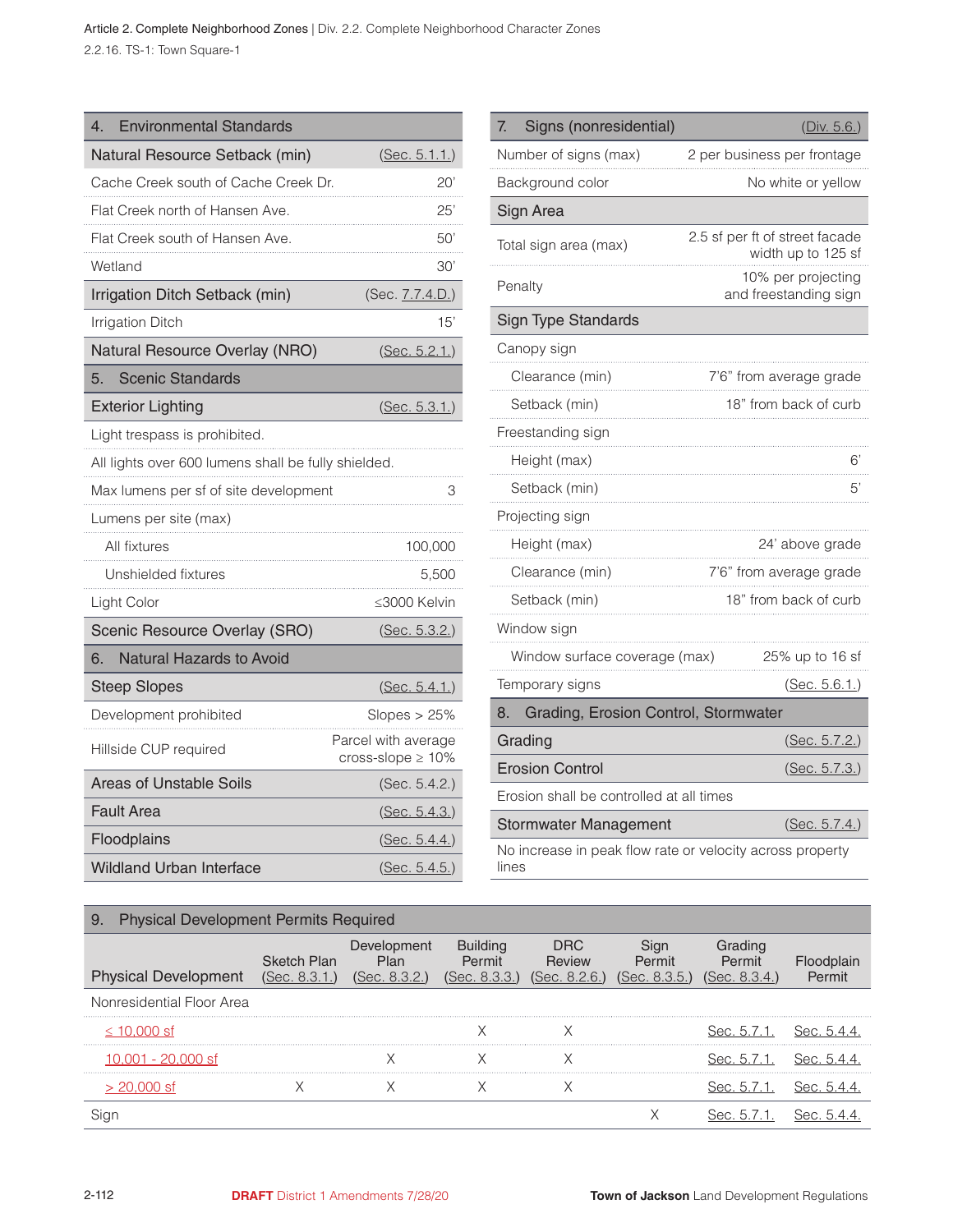| 4. Environmental Standards | |
|---|---|
| **Natural Resource Setback (min)** | (Sec. 5.1.1.) |
| Cache Creek south of Cache Creek Dr. | 20' |
| Flat Creek north of Hansen Ave. | 25' |
| Flat Creek south of Hansen Ave. | 50' |
| Wetland | 30' |
| **Irrigation Ditch Setback (min)** | (Sec. 7.7.4.D.) |
| Irrigation Ditch | 15' |
| **Natural Resource Overlay (NRO)** | (Sec. 5.2.1.) |

| 5. Scenic Standards | |
|---|---|
| **Exterior Lighting** | (Sec. 5.3.1.) |
| Light trespass is prohibited. | |
| All lights over 600 lumens shall be fully shielded. | |
| Max lumens per sf of site development | 3 |
| Lumens per site (max) | |
| All fixtures | 100,000 |
| Unshielded fixtures | 5,500 |
| Light Color | ≤3000 Kelvin |
| **Scenic Resource Overlay (SRO)** | (Sec. 5.3.2.) |

| 6. Natural Hazards to Avoid | |
|---|---|
| **Steep Slopes** | (Sec. 5.4.1.) |
| Development prohibited | Slopes > 25% |
| Hillside CUP required | Parcel with average cross-slope ≥ 10% |
| **Areas of Unstable Soils** | (Sec. 5.4.2.) |
| **Fault Area** | (Sec. 5.4.3.) |
| **Floodplains** | (Sec. 5.4.4.) |
| **Wildland Urban Interface** | (Sec. 5.4.5.) |

| 7. Signs (nonresidential) | (Div. 5.6.) |
|---|---|
| Number of signs (max) | 2 per business per frontage |
| Background color | No white or yellow |
| **Sign Area** | |
| Total sign area (max) | 2.5 sf per ft of street facade width up to 125 sf |
| Penalty | 10% per projecting and freestanding sign |
| **Sign Type Standards** | |
| Canopy sign | |
| Clearance (min) | 7'6" from average grade |
| Setback (min) | 18" from back of curb |
| Freestanding sign | |
| Height (max) | 6' |
| Setback (min) | 5' |
| Projecting sign | |
| Height (max) | 24' above grade |
| Clearance (min) | 7'6" from average grade |
| Setback (min) | 18" from back of curb |
| Window sign | |
| Window surface coverage (max) | 25% up to 16 sf |
| Temporary signs | (Sec. 5.6.1.) |

| 8. Grading, Erosion Control, Stormwater | |
|---|---|
| **Grading** | (Sec. 5.7.2.) |
| **Erosion Control** | (Sec. 5.7.3.) |
| Erosion shall be controlled at all times | |
| **Stormwater Management** | (Sec. 5.7.4.) |
| No increase in peak flow rate or velocity across property lines | |

| 9. Physical Development Permits Required | | | | | | | |
|---|---|---|---|---|---|---|---|
| Physical Development | Sketch Plan (Sec. 8.3.1.) | Development Plan (Sec. 8.3.2.) | Building Permit (Sec. 8.3.3.) | DRC Review (Sec. 8.2.6.) | Sign Permit (Sec. 8.3.5.) | Grading Permit (Sec. 8.3.4.) | Floodplain Permit |
| Nonresidential Floor Area | | | | | | | |
| ≤ 10,000 sf | | | X | X | | Sec. 5.7.1. | Sec. 5.4.4. |
| 10,001 - 20,000 sf | | X | X | X | | Sec. 5.7.1. | Sec. 5.4.4. |
| > 20,000 sf | X | X | X | X | | Sec. 5.7.1. | Sec. 5.4.4. |
| Sign | | | | | X | Sec. 5.7.1. | Sec. 5.4.4. |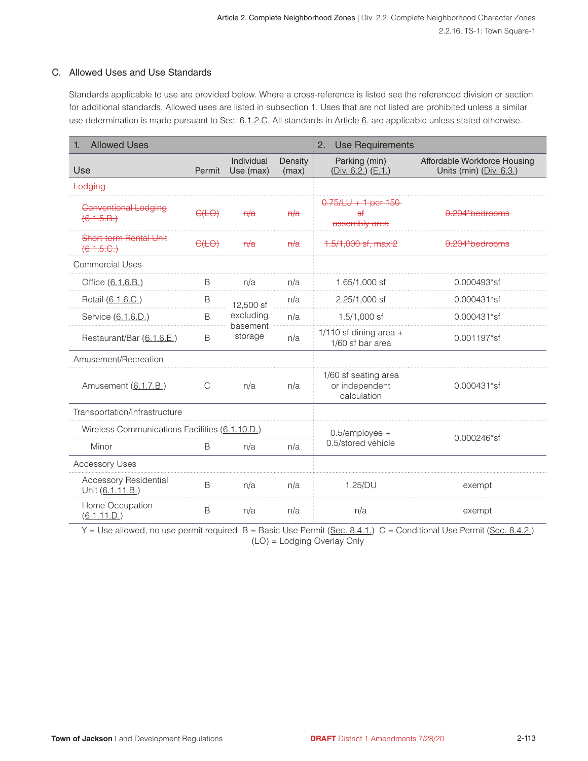### C. Allowed Uses and Use Standards

Standards applicable to use are provided below. Where a cross-reference is listed see the referenced division or section for additional standards. Allowed uses are listed in subsection 1. Uses that are not listed are prohibited unless a similar use determination is made pursuant to Sec. 6.1.2.C. All standards in Article 6. are applicable unless stated otherwise.

| 1. Allowed Uses | | | | 2. Use Requirements | |
|---|---|---|---|---|---|
| Use | Permit | Individual Use (max) | Density (max) | Parking (min) (Div. 6.2.) (E.1.) | Affordable Workforce Housing Units (min) (Div. 6.3.) |
| ~~Lodging~~ | | | | | |
| ~~Conventional Lodging (6.1.5.B.)~~ | ~~C(LO)~~ | ~~n/a~~ | ~~n/a~~ | ~~0.75/LU + 1 per 150 sf assembly area~~ | ~~0.204*bedrooms~~ |
| ~~Short-term Rental Unit (6.1.5.C.)~~ | ~~C(LO)~~ | ~~n/a~~ | ~~n/a~~ | ~~1.5/1,000 sf, max 2~~ | ~~0.204*bedrooms~~ |
| Commercial Uses | | | | | |
| Office (6.1.6.B.) | B | n/a | n/a | 1.65/1,000 sf | 0.000493*sf |
| Retail (6.1.6.C.) | B | 12,500 sf excluding basement storage | n/a | 2.25/1,000 sf | 0.000431*sf |
| Service (6.1.6.D.) | B | | n/a | 1.5/1,000 sf | 0.000431*sf |
| Restaurant/Bar (6.1.6.E.) | B | | n/a | 1/110 sf dining area + 1/60 sf bar area | 0.001197*sf |
| Amusement/Recreation | | | | | |
| Amusement (6.1.7.B.) | C | n/a | n/a | 1/60 sf seating area or independent calculation | 0.000431*sf |
| Transportation/Infrastructure | | | | | |
| Wireless Communications Facilities (6.1.10.D.) | | | | 0.5/employee + 0.5/stored vehicle | 0.000246*sf |
| Minor | B | n/a | n/a | | |
| Accessory Uses | | | | | |
| Accessory Residential Unit (6.1.11.B.) | B | n/a | n/a | 1.25/DU | exempt |
| Home Occupation (6.1.11.D.) | B | n/a | n/a | n/a | exempt |

Y = Use allowed, no use permit required B = Basic Use Permit (Sec. 8.4.1.) C = Conditional Use Permit (Sec. 8.4.2.) (LO) = Lodging Overlay Only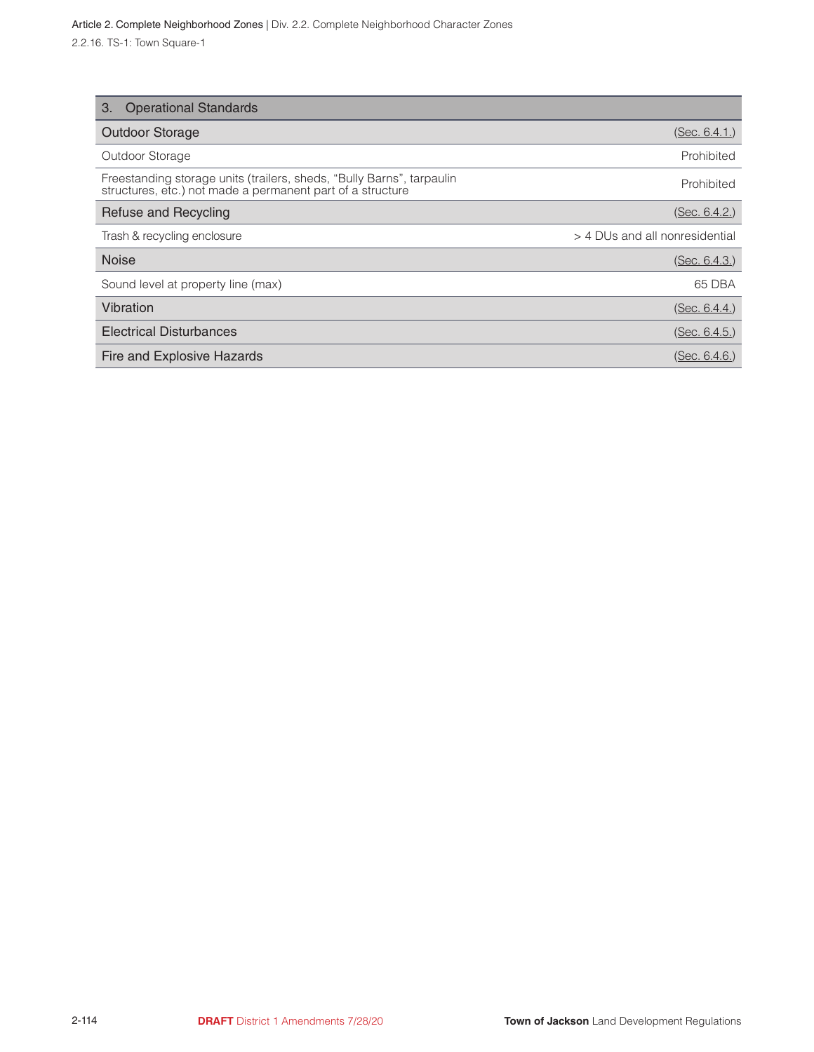| 3. Operational Standards | |
|---|---|
| **Outdoor Storage** | (Sec. 6.4.1.) |
| Outdoor Storage | Prohibited |
| Freestanding storage units (trailers, sheds, "Bully Barns", tarpaulin structures, etc.) not made a permanent part of a structure | Prohibited |
| **Refuse and Recycling** | (Sec. 6.4.2.) |
| Trash & recycling enclosure | > 4 DUs and all nonresidential |
| **Noise** | (Sec. 6.4.3.) |
| Sound level at property line (max) | 65 DBA |
| **Vibration** | (Sec. 6.4.4.) |
| **Electrical Disturbances** | (Sec. 6.4.5.) |
| **Fire and Explosive Hazards** | (Sec. 6.4.6.) |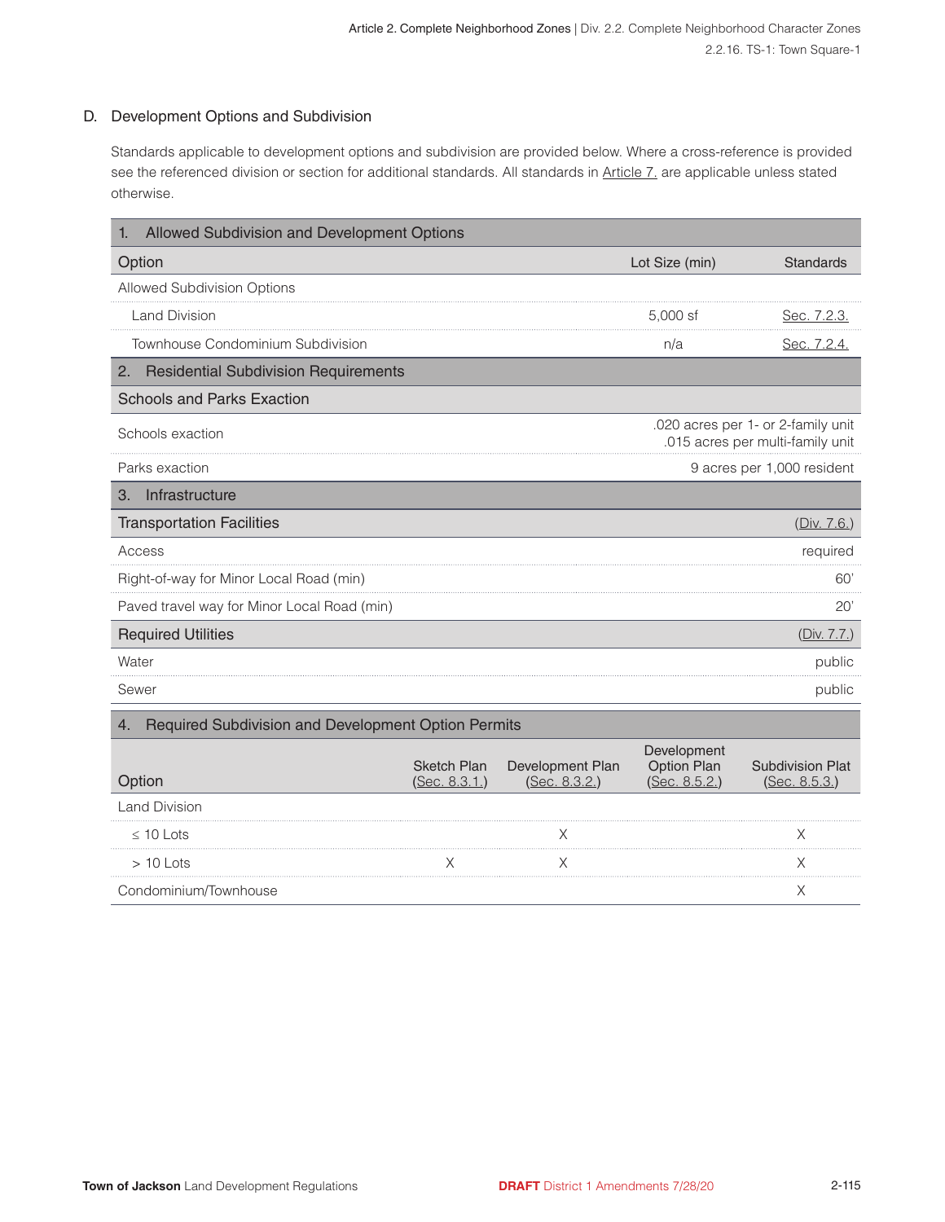## D. Development Options and Subdivision

Standards applicable to development options and subdivision are provided below. Where a cross-reference is provided see the referenced division or section for additional standards. All standards in Article 7. are applicable unless stated otherwise.

| 1. Allowed Subdivision and Development Options | | |
|---|---|---|
| **Option** | **Lot Size (min)** | **Standards** |
| Allowed Subdivision Options | | |
| Land Division | 5,000 sf | Sec. 7.2.3. |
| Townhouse Condominium Subdivision | n/a | Sec. 7.2.4. |

| 2. Residential Subdivision Requirements | |
|---|---|
| **Schools and Parks Exaction** | |
| Schools exaction | .020 acres per 1- or 2-family unit<br>.015 acres per multi-family unit |
| Parks exaction | 9 acres per 1,000 resident |

| 3. Infrastructure | |
|---|---|
| **Transportation Facilities** | (Div. 7.6.) |
| Access | required |
| Right-of-way for Minor Local Road (min) | 60' |
| Paved travel way for Minor Local Road (min) | 20' |
| **Required Utilities** | (Div. 7.7.) |
| Water | public |
| Sewer | public |

| 4. Required Subdivision and Development Option Permits | | | | |
|---|---|---|---|---|
| **Option** | **Sketch Plan (Sec. 8.3.1.)** | **Development Plan (Sec. 8.3.2.)** | **Development Option Plan (Sec. 8.5.2.)** | **Subdivision Plat (Sec. 8.5.3.)** |
| Land Division | | | | |
| ≤ 10 Lots | | X | | X |
| > 10 Lots | X | X | | X |
| Condominium/Townhouse | | | | X |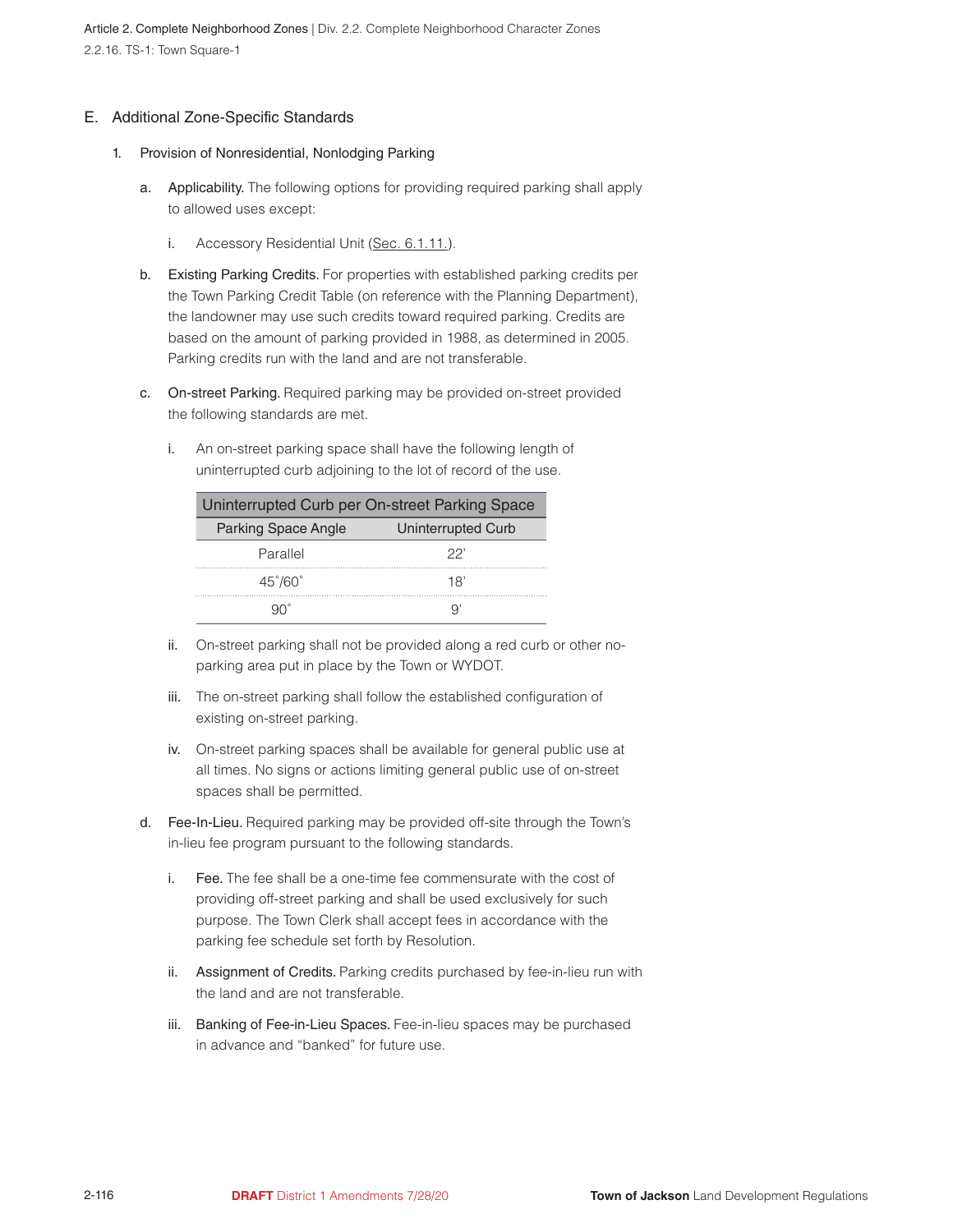## E. Additional Zone-Specific Standards

### 1. Provision of Nonresidential, Nonlodging Parking

a. **Applicability.** The following options for providing required parking shall apply to allowed uses except:

   i. Accessory Residential Unit (Sec. 6.1.11.).

b. **Existing Parking Credits.** For properties with established parking credits per the Town Parking Credit Table (on reference with the Planning Department), the landowner may use such credits toward required parking. Credits are based on the amount of parking provided in 1988, as determined in 2005. Parking credits run with the land and are not transferable.

c. **On-street Parking.** Required parking may be provided on-street provided the following standards are met.

   i. An on-street parking space shall have the following length of uninterrupted curb adjoining to the lot of record of the use.

| Uninterrupted Curb per On-street Parking Space | |
|---|---|
| **Parking Space Angle** | **Uninterrupted Curb** |
| Parallel | 22' |
| 45˚/60˚ | 18' |
| 90˚ | 9' |

   ii. On-street parking shall not be provided along a red curb or other no-parking area put in place by the Town or WYDOT.

   iii. The on-street parking shall follow the established configuration of existing on-street parking.

   iv. On-street parking spaces shall be available for general public use at all times. No signs or actions limiting general public use of on-street spaces shall be permitted.

d. **Fee-In-Lieu.** Required parking may be provided off-site through the Town's in-lieu fee program pursuant to the following standards.

   i. **Fee.** The fee shall be a one-time fee commensurate with the cost of providing off-street parking and shall be used exclusively for such purpose. The Town Clerk shall accept fees in accordance with the parking fee schedule set forth by Resolution.

   ii. **Assignment of Credits.** Parking credits purchased by fee-in-lieu run with the land and are not transferable.

   iii. **Banking of Fee-in-Lieu Spaces.** Fee-in-lieu spaces may be purchased in advance and "banked" for future use.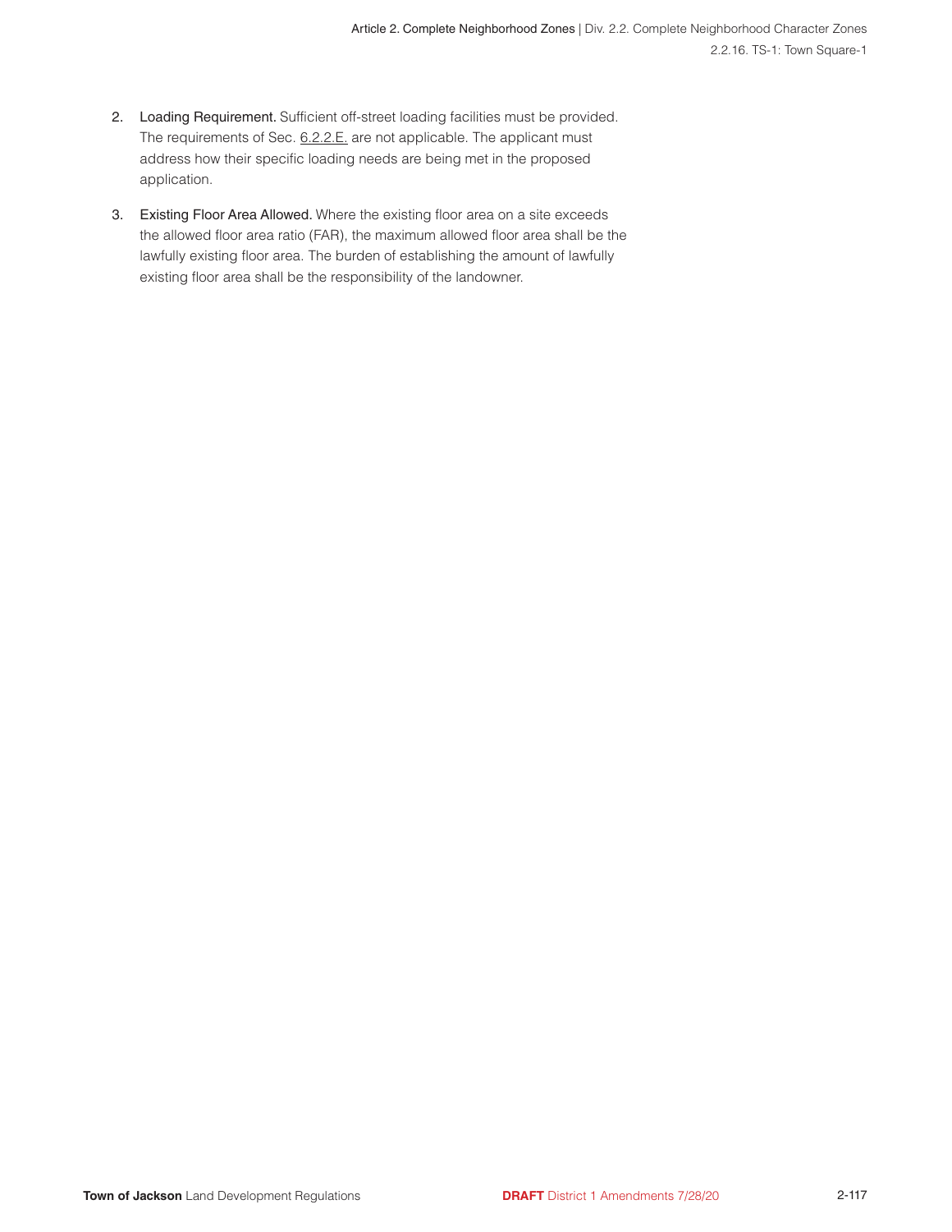2. **Loading Requirement.** Sufficient off-street loading facilities must be provided. The requirements of Sec. 6.2.2.E. are not applicable. The applicant must address how their specific loading needs are being met in the proposed application.

3. **Existing Floor Area Allowed.** Where the existing floor area on a site exceeds the allowed floor area ratio (FAR), the maximum allowed floor area shall be the lawfully existing floor area. The burden of establishing the amount of lawfully existing floor area shall be the responsibility of the landowner.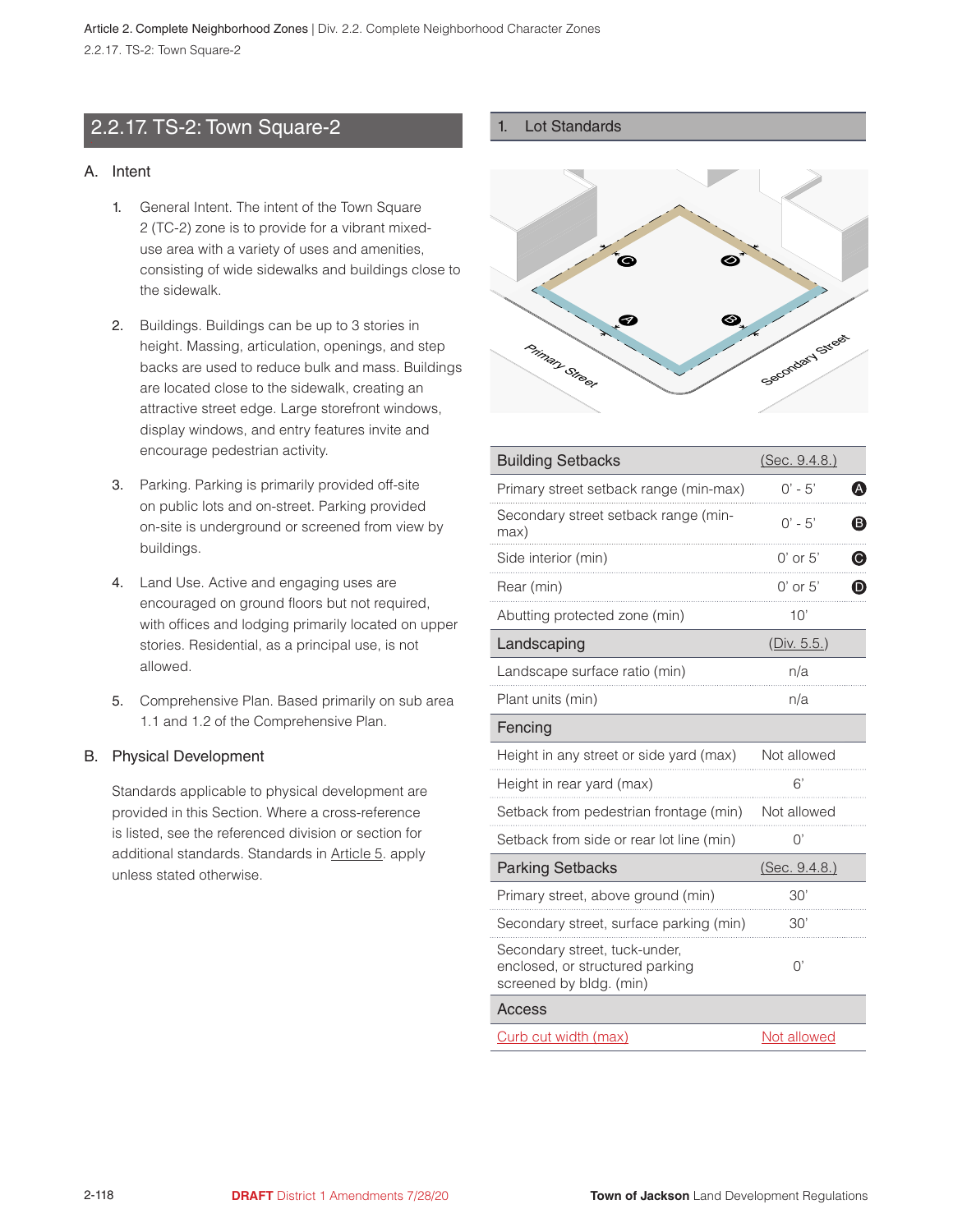## 2.2.17. TS-2: Town Square-2

### A. Intent

1. General Intent. The intent of the Town Square 2 (TC-2) zone is to provide for a vibrant mixed-use area with a variety of uses and amenities, consisting of wide sidewalks and buildings close to the sidewalk.

2. Buildings. Buildings can be up to 3 stories in height. Massing, articulation, openings, and step backs are used to reduce bulk and mass. Buildings are located close to the sidewalk, creating an attractive street edge. Large storefront windows, display windows, and entry features invite and encourage pedestrian activity.

3. Parking. Parking is primarily provided off-site on public lots and on-street. Parking provided on-site is underground or screened from view by buildings.

4. Land Use. Active and engaging uses are encouraged on ground floors but not required, with offices and lodging primarily located on upper stories. Residential, as a principal use, is not allowed.

5. Comprehensive Plan. Based primarily on sub area 1.1 and 1.2 of the Comprehensive Plan.

### B. Physical Development

Standards applicable to physical development are provided in this Section. Where a cross-reference is listed, see the referenced division or section for additional standards. Standards in Article 5. apply unless stated otherwise.

### 1. Lot Standards

| Building Setbacks | (Sec. 9.4.8.) | |
|---|---|---|
| Primary street setback range (min-max) | 0' - 5' | A |
| Secondary street setback range (min-max) | 0' - 5' | B |
| Side interior (min) | 0' or 5' | C |
| Rear (min) | 0' or 5' | D |
| Abutting protected zone (min) | 10' | |
| **Landscaping** | **(Div. 5.5.)** | |
| Landscape surface ratio (min) | n/a | |
| Plant units (min) | n/a | |
| **Fencing** | | |
| Height in any street or side yard (max) | Not allowed | |
| Height in rear yard (max) | 6' | |
| Setback from pedestrian frontage (min) | Not allowed | |
| Setback from side or rear lot line (min) | 0' | |
| **Parking Setbacks** | **(Sec. 9.4.8.)** | |
| Primary street, above ground (min) | 30' | |
| Secondary street, surface parking (min) | 30' | |
| Secondary street, tuck-under, enclosed, or structured parking screened by bldg. (min) | 0' | |
| **Access** | | |
| Curb cut width (max) | Not allowed | |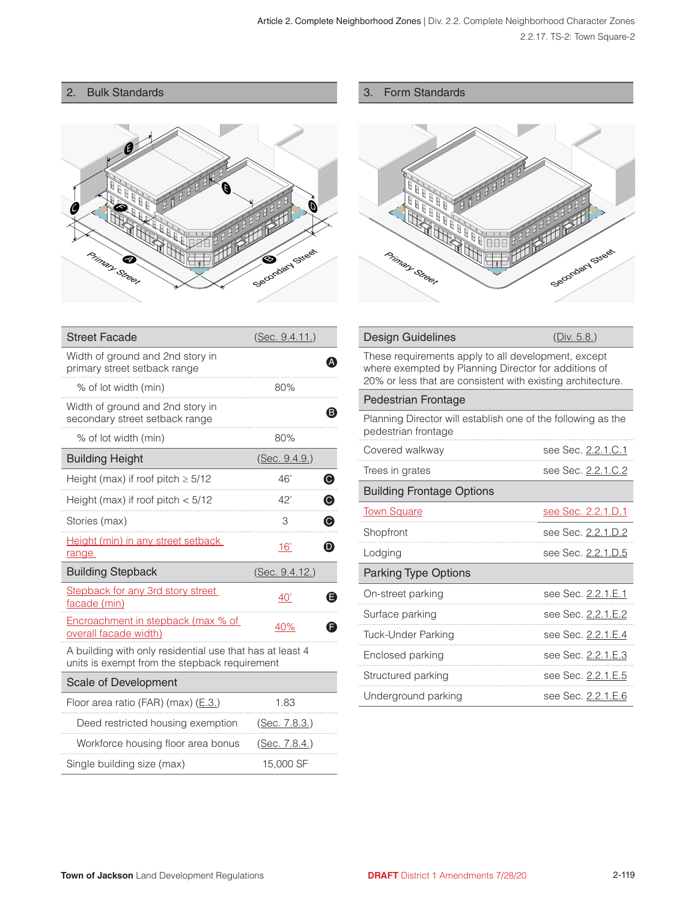## 2. Bulk Standards

| Street Facade | (Sec. 9.4.11.) | |
|---|---|---|
| Width of ground and 2nd story in primary street setback range | | A |
| % of lot width (min) | 80% | |
| Width of ground and 2nd story in secondary street setback range | | B |
| % of lot width (min) | 80% | |
| **Building Height** | (Sec. 9.4.9.) | |
| Height (max) if roof pitch ≥ 5/12 | 46' | C |
| Height (max) if roof pitch < 5/12 | 42' | C |
| Stories (max) | 3 | C |
| Height (min) in any street setback range | 16' | D |
| **Building Stepback** | (Sec. 9.4.12.) | |
| Stepback for any 3rd story street facade (min) | 40' | E |
| Encroachment in stepback (max % of overall facade width) | 40% | F |
| A building with only residential use that has at least 4 units is exempt from the stepback requirement | | |
| **Scale of Development** | | |
| Floor area ratio (FAR) (max) (E.3.) | 1.83 | |
| Deed restricted housing exemption | (Sec. 7.8.3.) | |
| Workforce housing floor area bonus | (Sec. 7.8.4.) | |
| Single building size (max) | 15,000 SF | |

## 3. Form Standards

| Design Guidelines | (Div. 5.8.) |
|---|---|
| These requirements apply to all development, except where exempted by Planning Director for additions of 20% or less that are consistent with existing architecture. | |
| **Pedestrian Frontage** | |
| Planning Director will establish one of the following as the pedestrian frontage | |
| Covered walkway | see Sec. 2.2.1.C.1 |
| Trees in grates | see Sec. 2.2.1.C.2 |
| **Building Frontage Options** | |
| Town Square | see Sec. 2.2.1.D.1 |
| Shopfront | see Sec. 2.2.1.D.2 |
| Lodging | see Sec. 2.2.1.D.5 |
| **Parking Type Options** | |
| On-street parking | see Sec. 2.2.1.E.1 |
| Surface parking | see Sec. 2.2.1.E.2 |
| Tuck-Under Parking | see Sec. 2.2.1.E.4 |
| Enclosed parking | see Sec. 2.2.1.E.3 |
| Structured parking | see Sec. 2.2.1.E.5 |
| Underground parking | see Sec. 2.2.1.E.6 |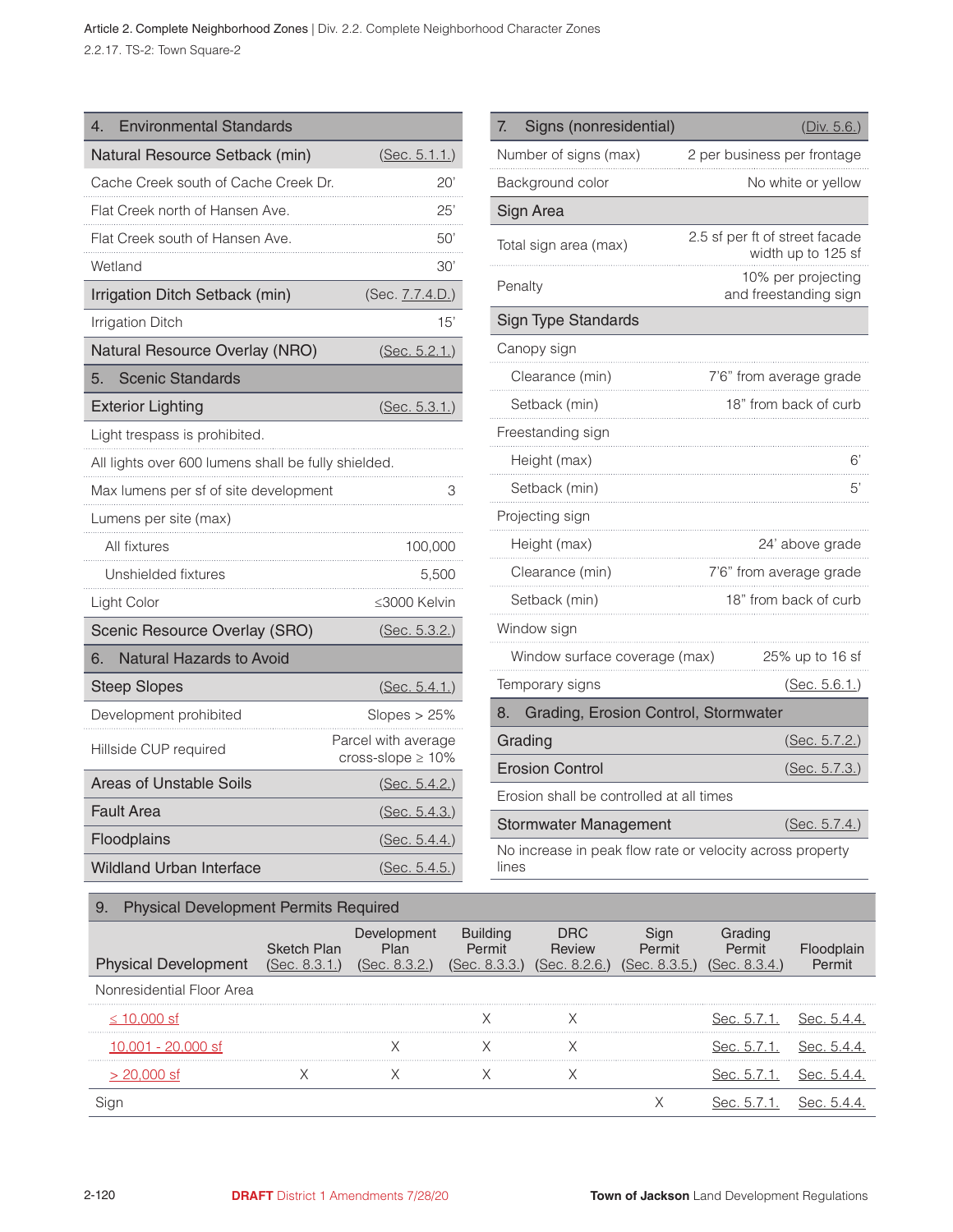| 4. Environmental Standards | |
|---|---|
| **Natural Resource Setback (min)** | (Sec. 5.1.1.) |
| Cache Creek south of Cache Creek Dr. | 20' |
| Flat Creek north of Hansen Ave. | 25' |
| Flat Creek south of Hansen Ave. | 50' |
| Wetland | 30' |
| **Irrigation Ditch Setback (min)** | (Sec. 7.7.4.D.) |
| Irrigation Ditch | 15' |
| **Natural Resource Overlay (NRO)** | (Sec. 5.2.1.) |

| 5. Scenic Standards | |
|---|---|
| **Exterior Lighting** | (Sec. 5.3.1.) |
| Light trespass is prohibited. | |
| All lights over 600 lumens shall be fully shielded. | |
| Max lumens per sf of site development | 3 |
| Lumens per site (max) | |
| All fixtures | 100,000 |
| Unshielded fixtures | 5,500 |
| Light Color | ≤3000 Kelvin |
| **Scenic Resource Overlay (SRO)** | (Sec. 5.3.2.) |

| 6. Natural Hazards to Avoid | |
|---|---|
| **Steep Slopes** | (Sec. 5.4.1.) |
| Development prohibited | Slopes > 25% |
| Hillside CUP required | Parcel with average cross-slope ≥ 10% |
| **Areas of Unstable Soils** | (Sec. 5.4.2.) |
| **Fault Area** | (Sec. 5.4.3.) |
| **Floodplains** | (Sec. 5.4.4.) |
| **Wildland Urban Interface** | (Sec. 5.4.5.) |

| 7. Signs (nonresidential) | (Div. 5.6.) |
|---|---|
| Number of signs (max) | 2 per business per frontage |
| Background color | No white or yellow |
| **Sign Area** | |
| Total sign area (max) | 2.5 sf per ft of street facade width up to 125 sf |
| Penalty | 10% per projecting and freestanding sign |
| **Sign Type Standards** | |
| Canopy sign | |
| Clearance (min) | 7'6" from average grade |
| Setback (min) | 18" from back of curb |
| Freestanding sign | |
| Height (max) | 6' |
| Setback (min) | 5' |
| Projecting sign | |
| Height (max) | 24' above grade |
| Clearance (min) | 7'6" from average grade |
| Setback (min) | 18" from back of curb |
| Window sign | |
| Window surface coverage (max) | 25% up to 16 sf |
| Temporary signs | (Sec. 5.6.1.) |

| 8. Grading, Erosion Control, Stormwater | |
|---|---|
| **Grading** | (Sec. 5.7.2.) |
| **Erosion Control** | (Sec. 5.7.3.) |
| Erosion shall be controlled at all times | |
| **Stormwater Management** | (Sec. 5.7.4.) |
| No increase in peak flow rate or velocity across property lines | |

| 9. Physical Development Permits Required | | | | | | | |
|---|---|---|---|---|---|---|---|
| Physical Development | Sketch Plan (Sec. 8.3.1.) | Development Plan (Sec. 8.3.2.) | Building Permit (Sec. 8.3.3.) | DRC Review (Sec. 8.2.6.) | Sign Permit (Sec. 8.3.5.) | Grading Permit (Sec. 8.3.4.) | Floodplain Permit |
| Nonresidential Floor Area | | | | | | | |
| ≤ 10,000 sf | | | X | X | | Sec. 5.7.1. | Sec. 5.4.4. |
| 10,001 - 20,000 sf | | X | X | X | | Sec. 5.7.1. | Sec. 5.4.4. |
| > 20,000 sf | X | X | X | X | | Sec. 5.7.1. | Sec. 5.4.4. |
| Sign | | | | | X | Sec. 5.7.1. | Sec. 5.4.4. |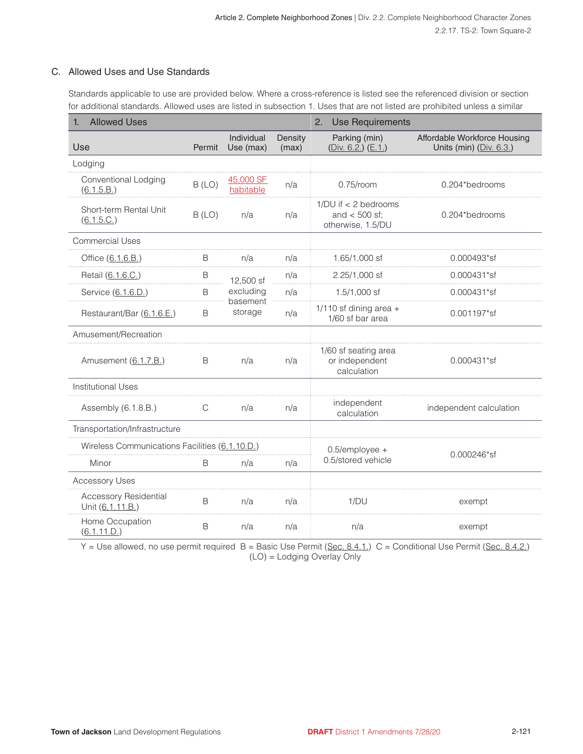## C. Allowed Uses and Use Standards

Standards applicable to use are provided below. Where a cross-reference is listed see the referenced division or section for additional standards. Allowed uses are listed in subsection 1. Uses that are not listed are prohibited unless a similar

| 1. Allowed Uses | | | | 2. Use Requirements | |
|---|---|---|---|---|---|
| Use | Permit | Individual Use (max) | Density (max) | Parking (min) (Div. 6.2.) (E.1.) | Affordable Workforce Housing Units (min) (Div. 6.3.) |
| **Lodging** | | | | | |
| Conventional Lodging (6.1.5.B.) | B (LO) | 45,000 SF habitable | n/a | 0.75/room | 0.204*bedrooms |
| Short-term Rental Unit (6.1.5.C.) | B (LO) | n/a | n/a | 1/DU if < 2 bedrooms and < 500 sf; otherwise, 1.5/DU | 0.204*bedrooms |
| **Commercial Uses** | | | | | |
| Office (6.1.6.B.) | B | n/a | n/a | 1.65/1,000 sf | 0.000493*sf |
| Retail (6.1.6.C.) | B | 12,500 sf excluding basement storage | n/a | 2.25/1,000 sf | 0.000431*sf |
| Service (6.1.6.D.) | B | | n/a | 1.5/1,000 sf | 0.000431*sf |
| Restaurant/Bar (6.1.6.E.) | B | | n/a | 1/110 sf dining area + 1/60 sf bar area | 0.001197*sf |
| **Amusement/Recreation** | | | | | |
| Amusement (6.1.7.B.) | B | n/a | n/a | 1/60 sf seating area or independent calculation | 0.000431*sf |
| **Institutional Uses** | | | | | |
| Assembly (6.1.8.B.) | C | n/a | n/a | independent calculation | independent calculation |
| **Transportation/Infrastructure** | | | | | |
| Wireless Communications Facilities (6.1.10.D.) | | | | 0.5/employee + 0.5/stored vehicle | 0.000246*sf |
| Minor | B | n/a | n/a | | |
| **Accessory Uses** | | | | | |
| Accessory Residential Unit (6.1.11.B.) | B | n/a | n/a | 1/DU | exempt |
| Home Occupation (6.1.11.D.) | B | n/a | n/a | n/a | exempt |

Y = Use allowed, no use permit required B = Basic Use Permit (Sec. 8.4.1.) C = Conditional Use Permit (Sec. 8.4.2.)
(LO) = Lodging Overlay Only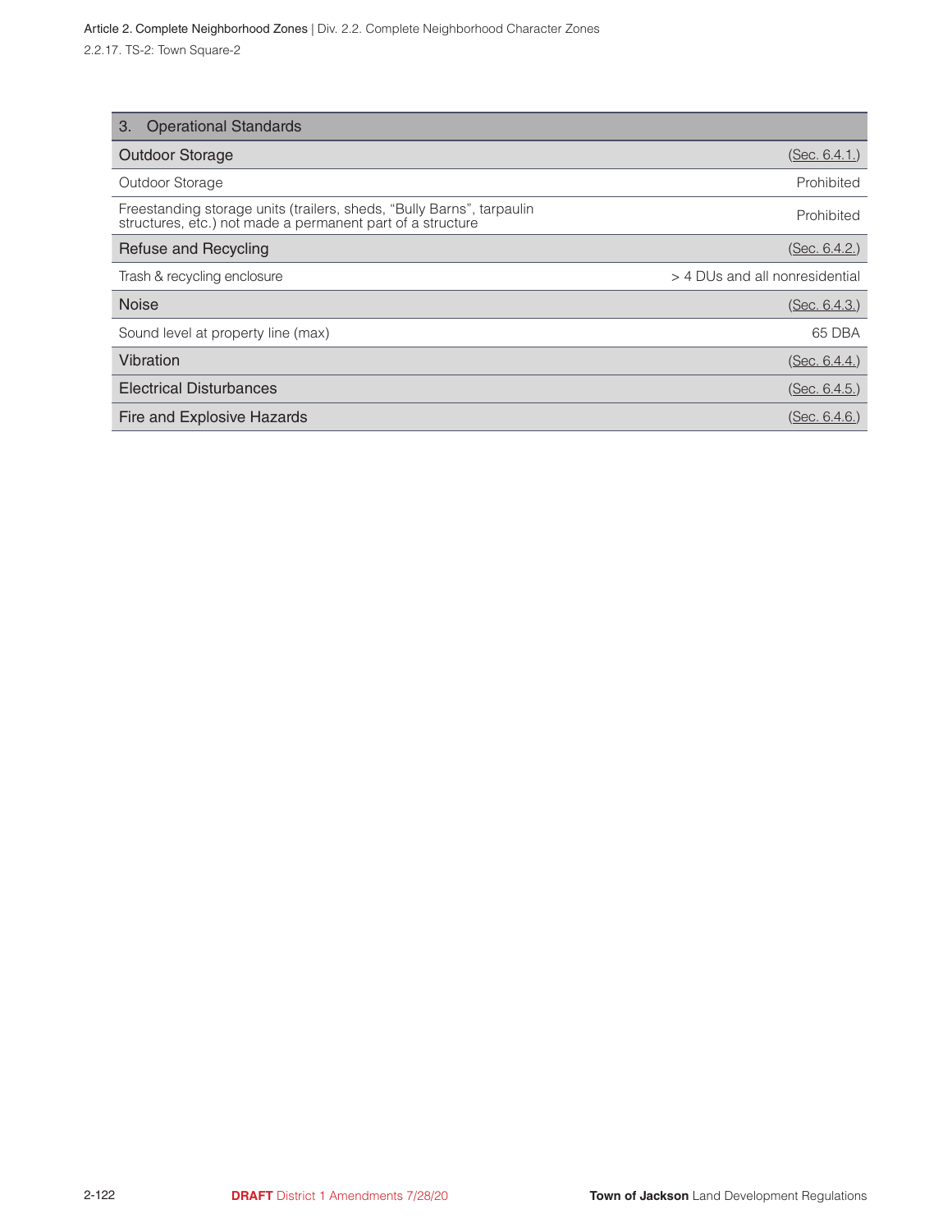| 3. Operational Standards | |
|---|---|
| **Outdoor Storage** | (Sec. 6.4.1.) |
| Outdoor Storage | Prohibited |
| Freestanding storage units (trailers, sheds, "Bully Barns", tarpaulin structures, etc.) not made a permanent part of a structure | Prohibited |
| **Refuse and Recycling** | (Sec. 6.4.2.) |
| Trash & recycling enclosure | > 4 DUs and all nonresidential |
| **Noise** | (Sec. 6.4.3.) |
| Sound level at property line (max) | 65 DBA |
| **Vibration** | (Sec. 6.4.4.) |
| **Electrical Disturbances** | (Sec. 6.4.5.) |
| **Fire and Explosive Hazards** | (Sec. 6.4.6.) |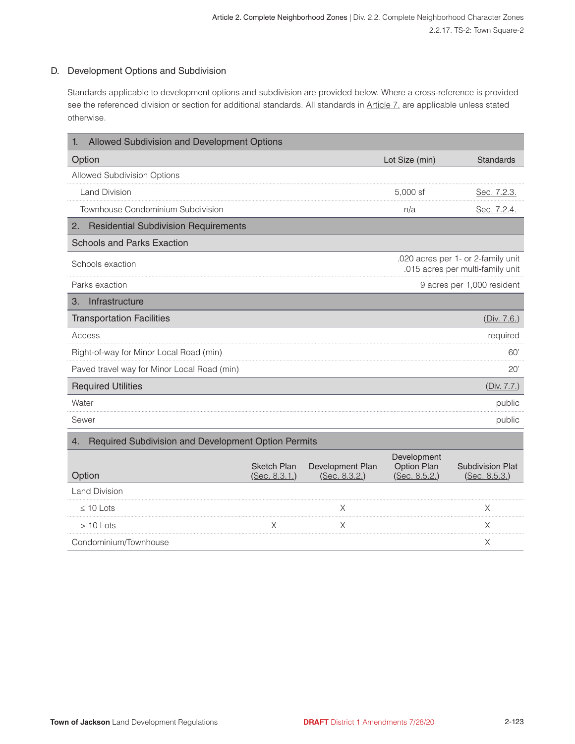## D. Development Options and Subdivision

Standards applicable to development options and subdivision are provided below. Where a cross-reference is provided see the referenced division or section for additional standards. All standards in Article 7. are applicable unless stated otherwise.

| 1. Allowed Subdivision and Development Options | | |
|---|---|---|
| **Option** | **Lot Size (min)** | **Standards** |
| Allowed Subdivision Options | | |
| Land Division | 5,000 sf | Sec. 7.2.3. |
| Townhouse Condominium Subdivision | n/a | Sec. 7.2.4. |

| 2. Residential Subdivision Requirements | |
|---|---|
| **Schools and Parks Exaction** | |
| Schools exaction | .020 acres per 1- or 2-family unit<br>.015 acres per multi-family unit |
| Parks exaction | 9 acres per 1,000 resident |

| 3. Infrastructure | |
|---|---|
| **Transportation Facilities** | (Div. 7.6.) |
| Access | required |
| Right-of-way for Minor Local Road (min) | 60' |
| Paved travel way for Minor Local Road (min) | 20' |
| **Required Utilities** | (Div. 7.7.) |
| Water | public |
| Sewer | public |

| 4. Required Subdivision and Development Option Permits | | | | |
|---|---|---|---|---|
| **Option** | **Sketch Plan (Sec. 8.3.1.)** | **Development Plan (Sec. 8.3.2.)** | **Development Option Plan (Sec. 8.5.2.)** | **Subdivision Plat (Sec. 8.5.3.)** |
| Land Division | | | | |
| ≤ 10 Lots | | X | | X |
| > 10 Lots | X | X | | X |
| Condominium/Townhouse | | | | X |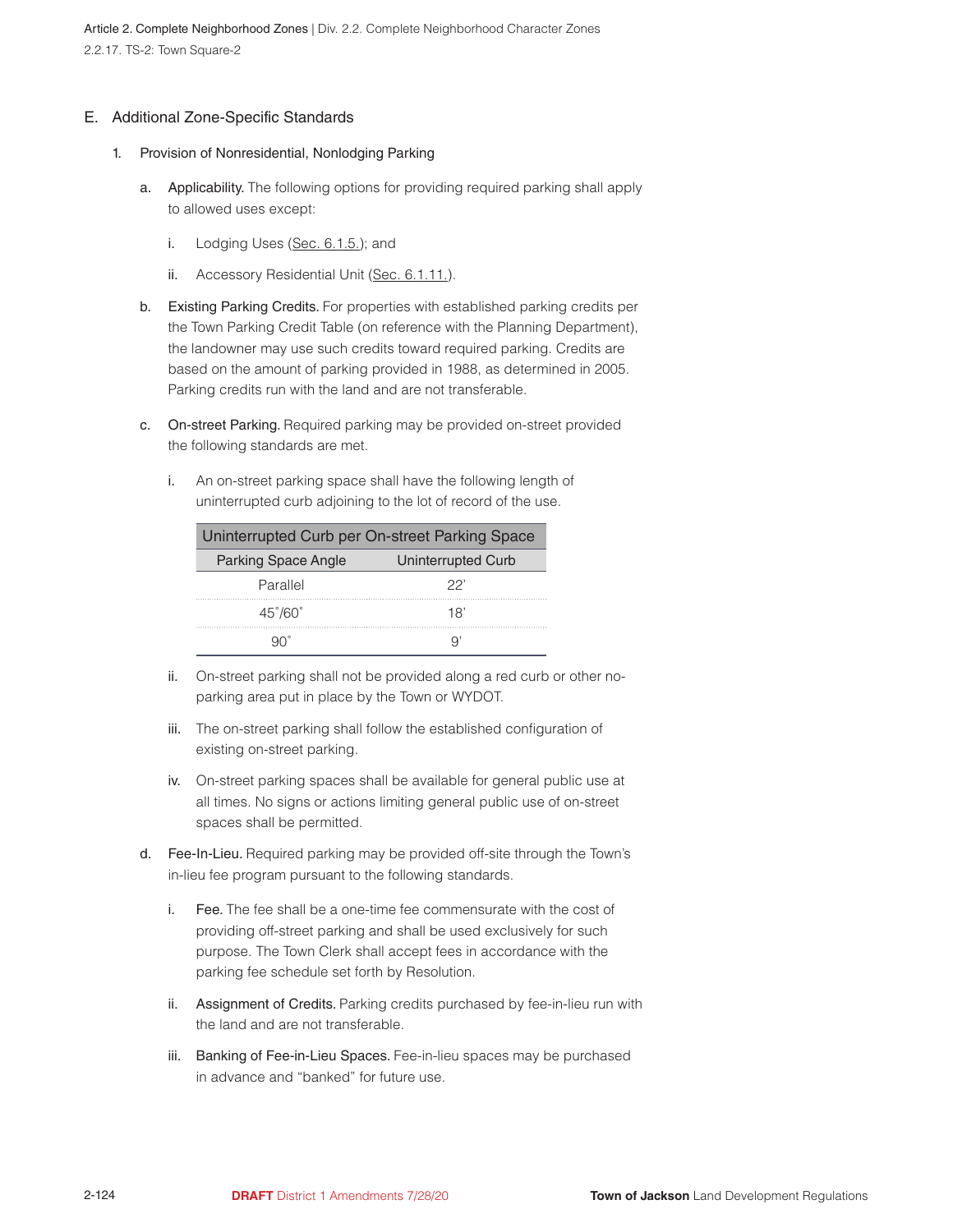## E. Additional Zone-Specific Standards

### 1. Provision of Nonresidential, Nonlodging Parking

a. Applicability. The following options for providing required parking shall apply to allowed uses except:

   i. Lodging Uses (Sec. 6.1.5.); and

   ii. Accessory Residential Unit (Sec. 6.1.11.).

b. Existing Parking Credits. For properties with established parking credits per the Town Parking Credit Table (on reference with the Planning Department), the landowner may use such credits toward required parking. Credits are based on the amount of parking provided in 1988, as determined in 2005. Parking credits run with the land and are not transferable.

c. On-street Parking. Required parking may be provided on-street provided the following standards are met.

   i. An on-street parking space shall have the following length of uninterrupted curb adjoining to the lot of record of the use.

| Uninterrupted Curb per On-street Parking Space | |
|---|---|
| Parking Space Angle | Uninterrupted Curb |
| Parallel | 22' |
| 45˚/60˚ | 18' |
| 90˚ | 9' |

   ii. On-street parking shall not be provided along a red curb or other no-parking area put in place by the Town or WYDOT.

   iii. The on-street parking shall follow the established configuration of existing on-street parking.

   iv. On-street parking spaces shall be available for general public use at all times. No signs or actions limiting general public use of on-street spaces shall be permitted.

d. Fee-In-Lieu. Required parking may be provided off-site through the Town's in-lieu fee program pursuant to the following standards.

   i. Fee. The fee shall be a one-time fee commensurate with the cost of providing off-street parking and shall be used exclusively for such purpose. The Town Clerk shall accept fees in accordance with the parking fee schedule set forth by Resolution.

   ii. Assignment of Credits. Parking credits purchased by fee-in-lieu run with the land and are not transferable.

   iii. Banking of Fee-in-Lieu Spaces. Fee-in-lieu spaces may be purchased in advance and "banked" for future use.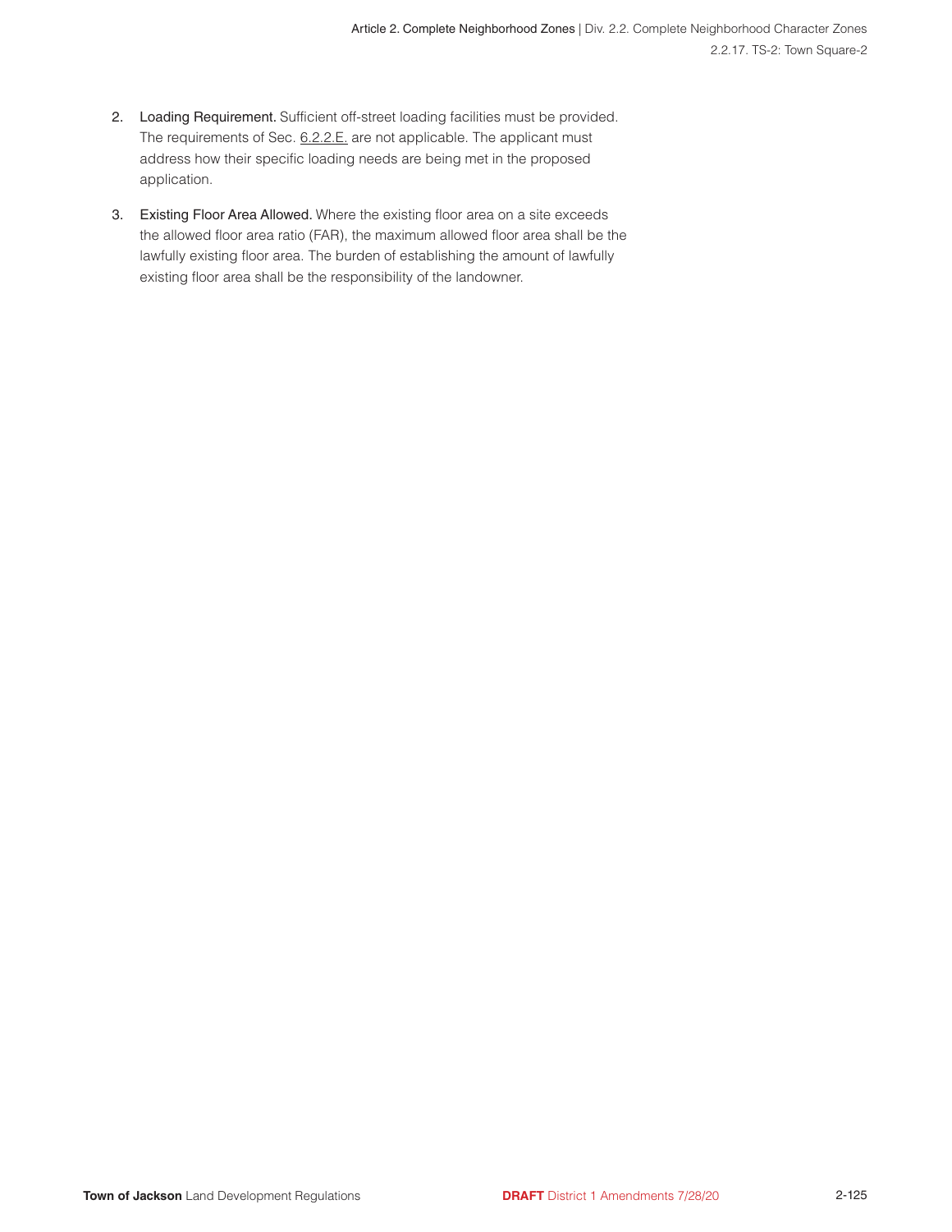2. Loading Requirement. Sufficient off-street loading facilities must be provided. The requirements of Sec. 6.2.2.E. are not applicable. The applicant must address how their specific loading needs are being met in the proposed application.

3. Existing Floor Area Allowed. Where the existing floor area on a site exceeds the allowed floor area ratio (FAR), the maximum allowed floor area shall be the lawfully existing floor area. The burden of establishing the amount of lawfully existing floor area shall be the responsibility of the landowner.